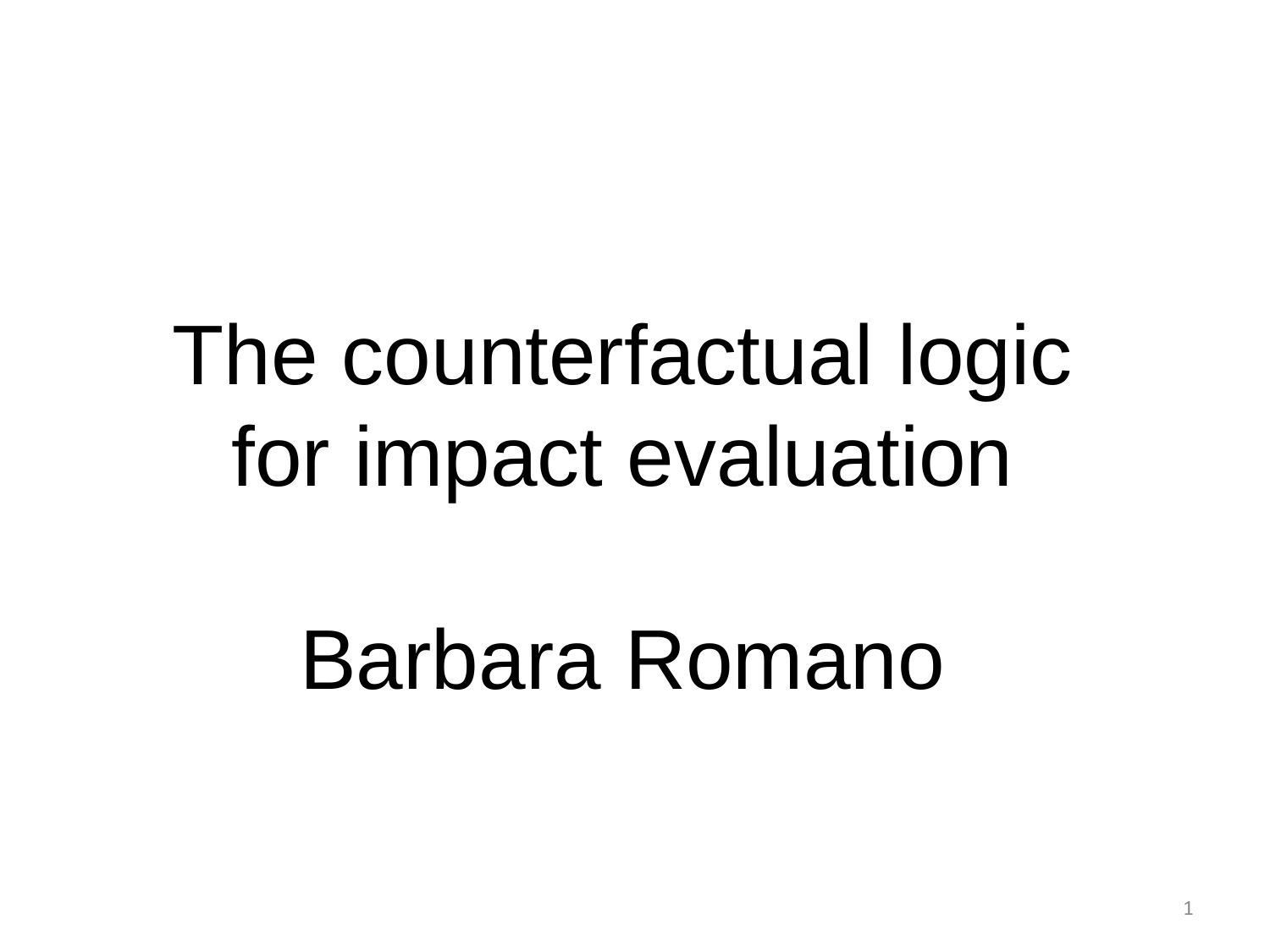# The counterfactual logic for impact evaluation

Barbara Romano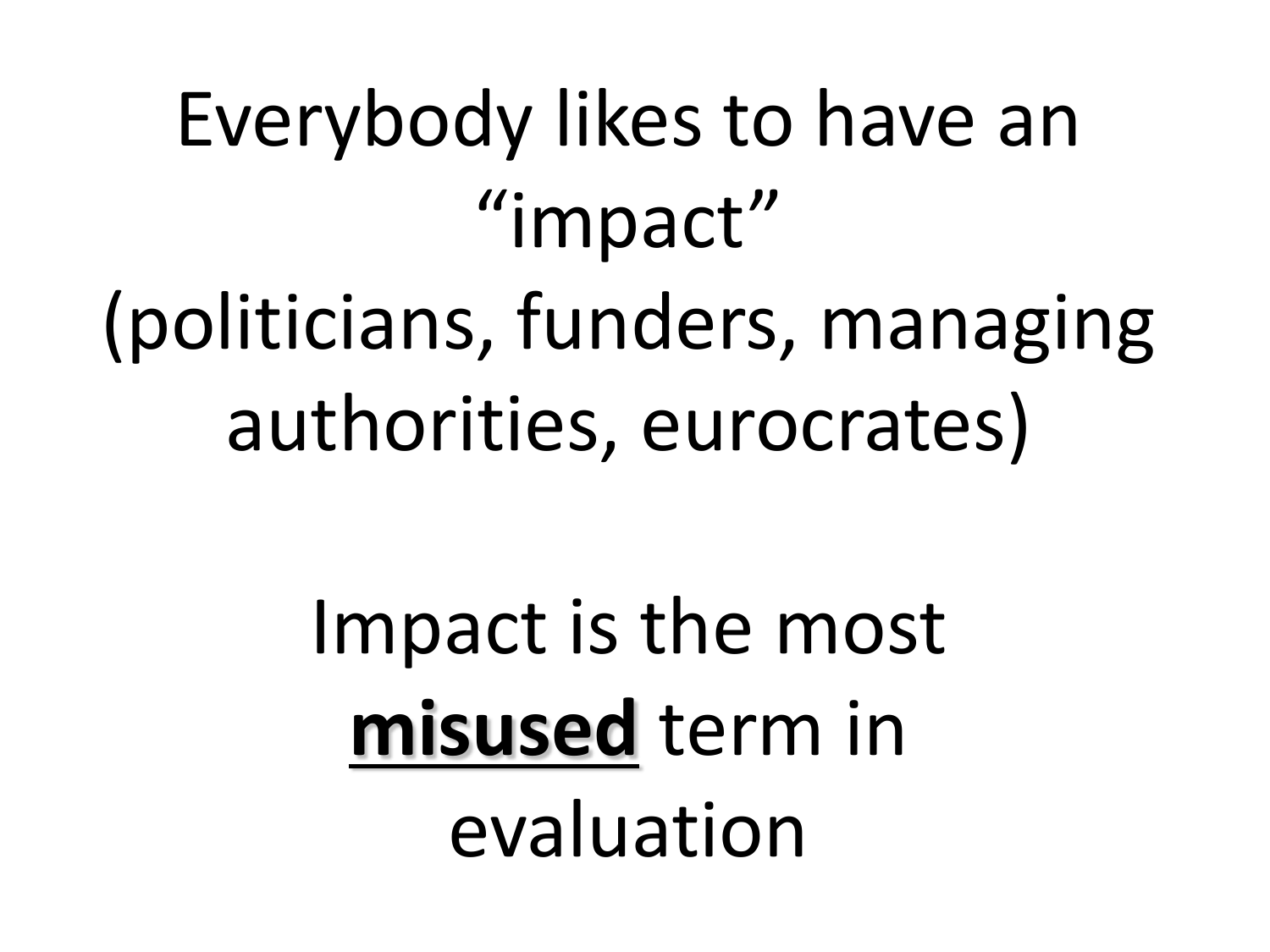Everybody likes to have an "impact" (politicians, funders, managing authorities, eurocrates)

Impact is the most **misused** term in evaluation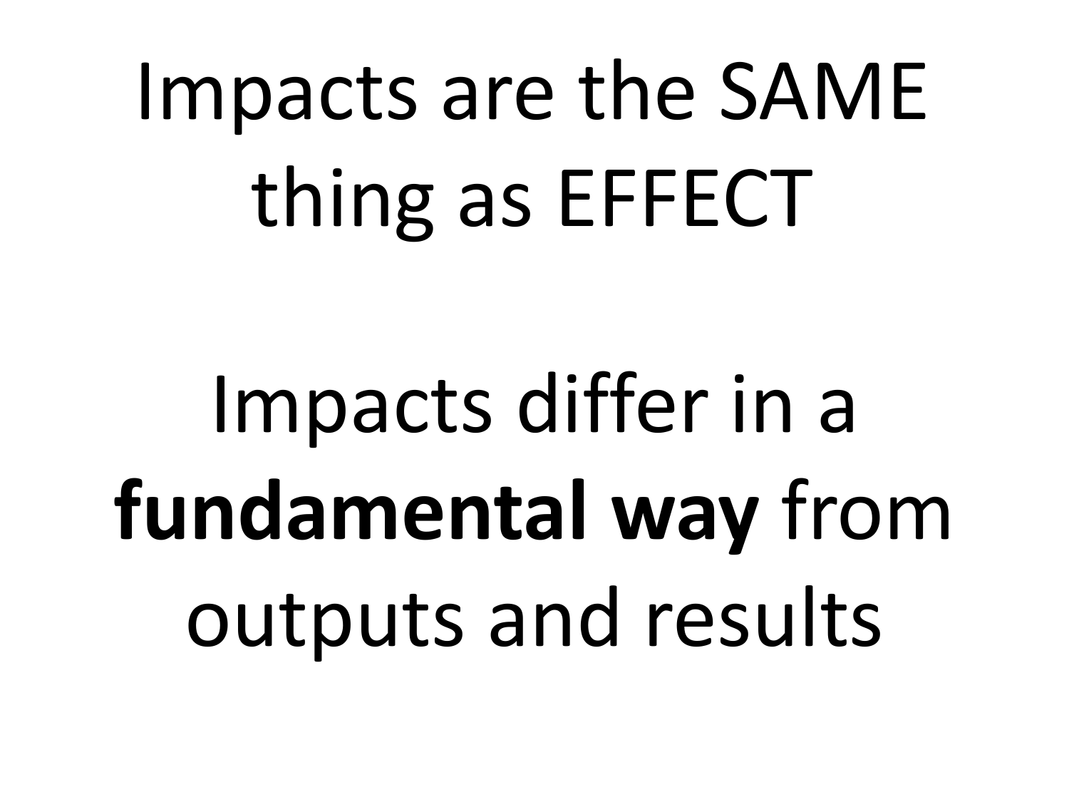Impacts are the SAME thing as EFFECT

Impacts differ in a **fundamental way** from outputs and results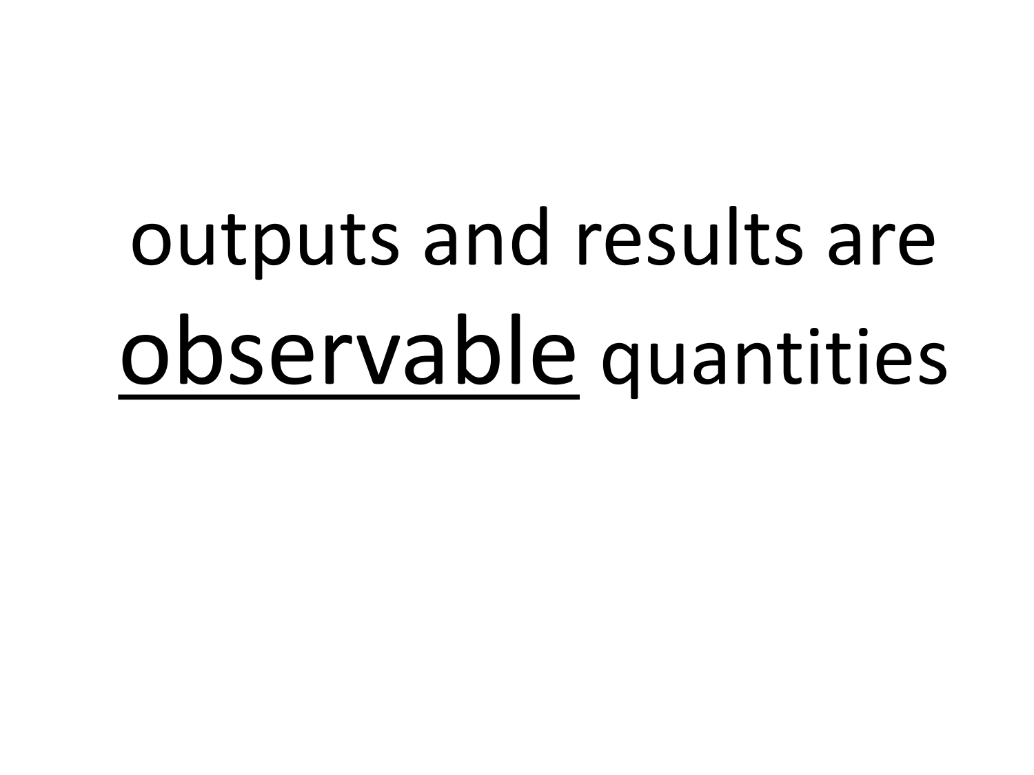outputs and results are <u>observable</u> quantities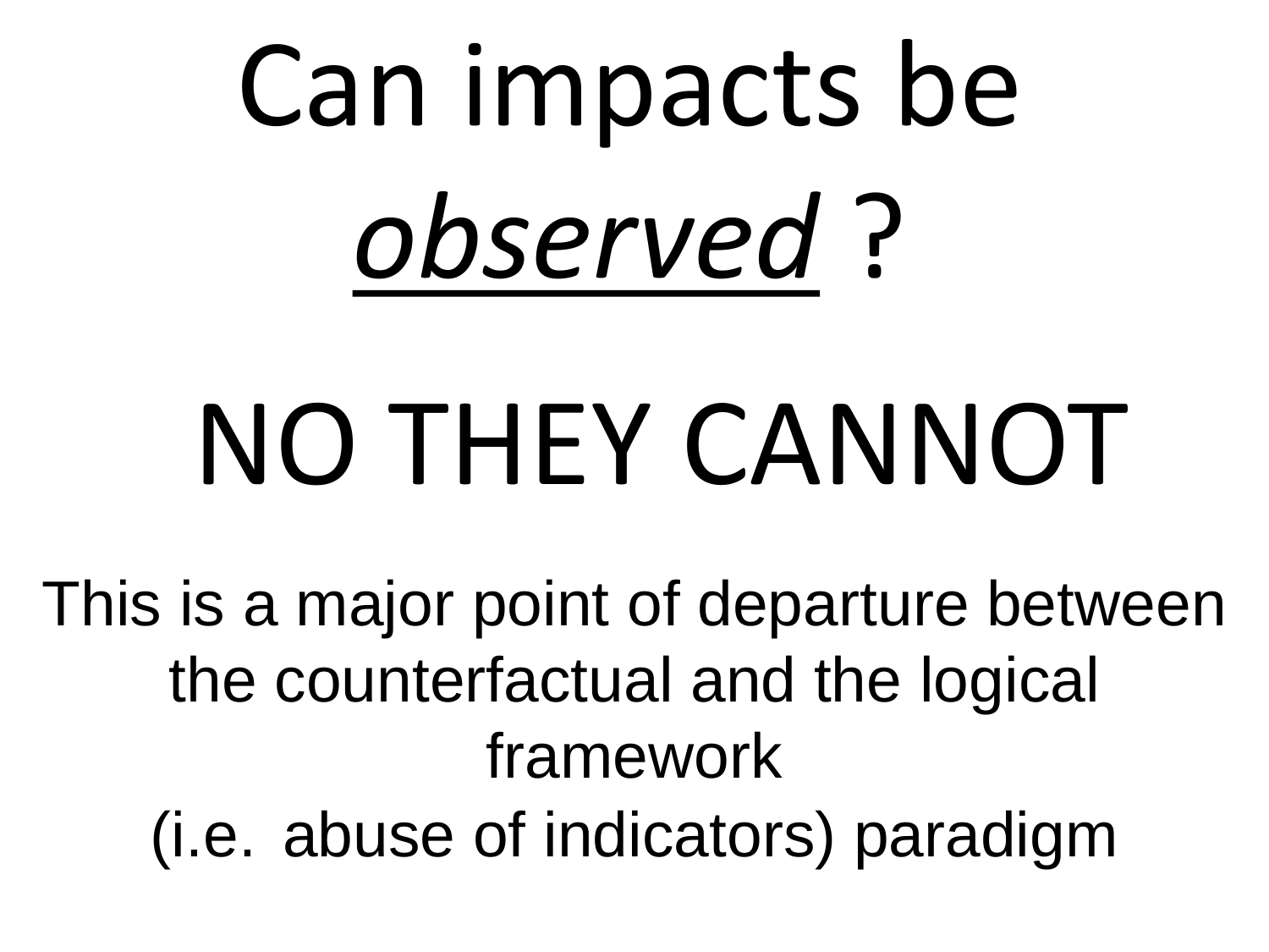# Can impacts be *observed* ?

## NO THEY CANNOT

This is a major point of departure between the counterfactual and the logical framework (i.e. abuse of indicators) paradigm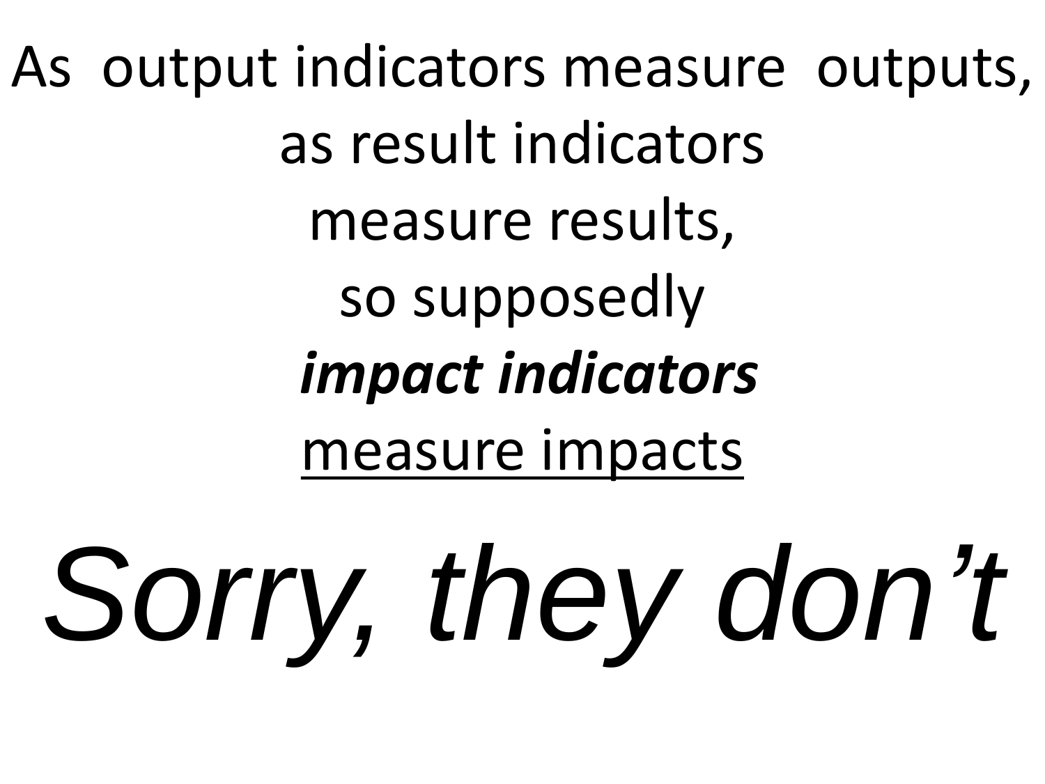As output indicators measure outputs,
as result indicators
measure results,
so supposedly
***impact indicators***
<u>measure impacts</u>

*Sorry, they don't*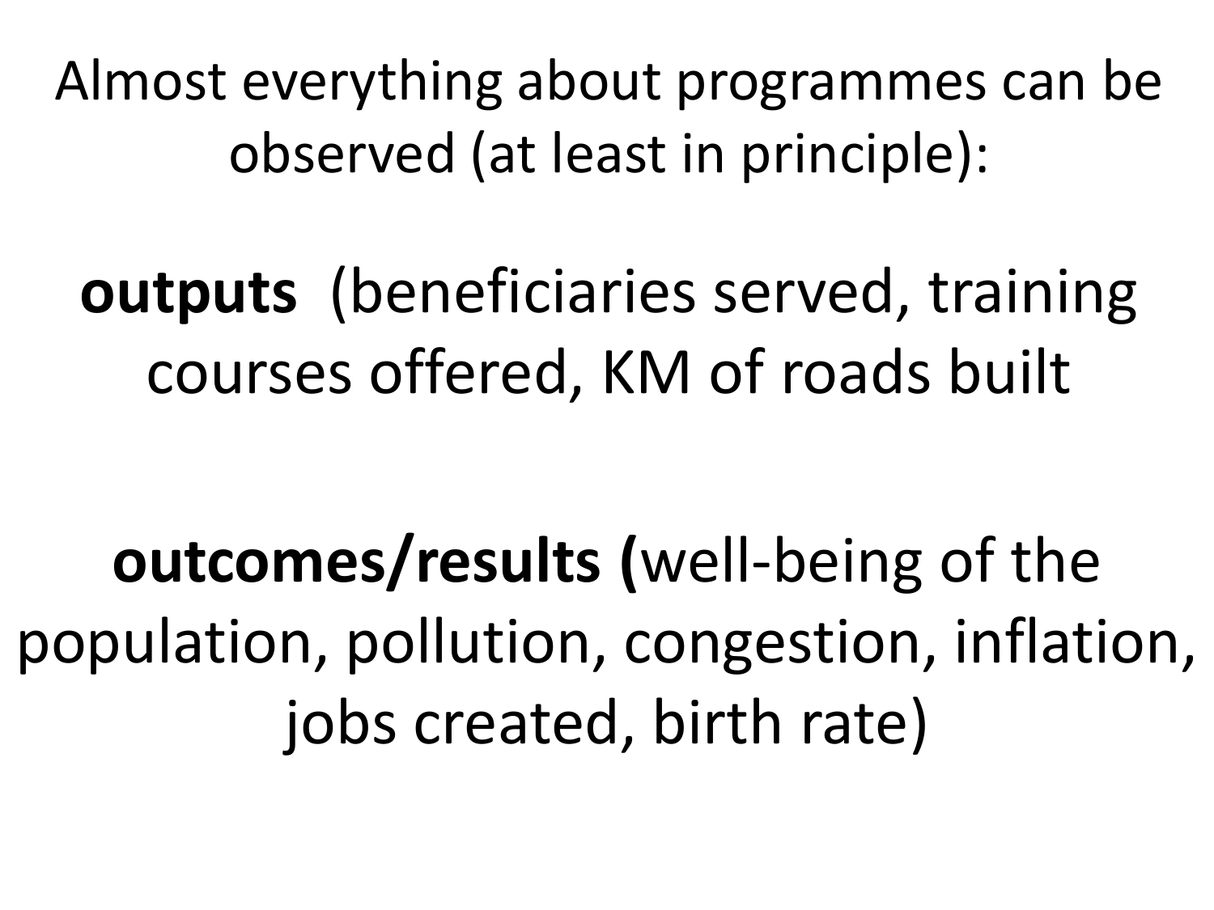Almost everything about programmes can be observed (at least in principle):

**outputs** (beneficiaries served, training courses offered, KM of roads built

**outcomes/results (**well-being of the population, pollution, congestion, inflation, jobs created, birth rate)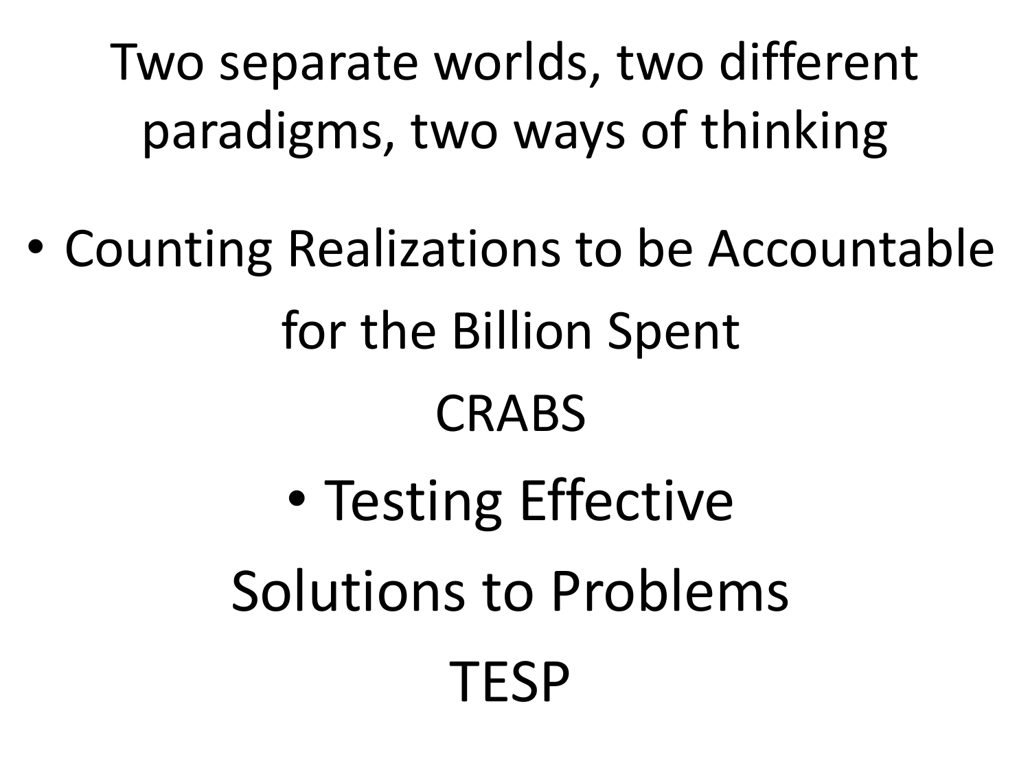# Two separate worlds, two different paradigms, two ways of thinking

- Counting Realizations to be Accountable for the Billion Spent

  CRABS

- Testing Effective Solutions to Problems

  TESP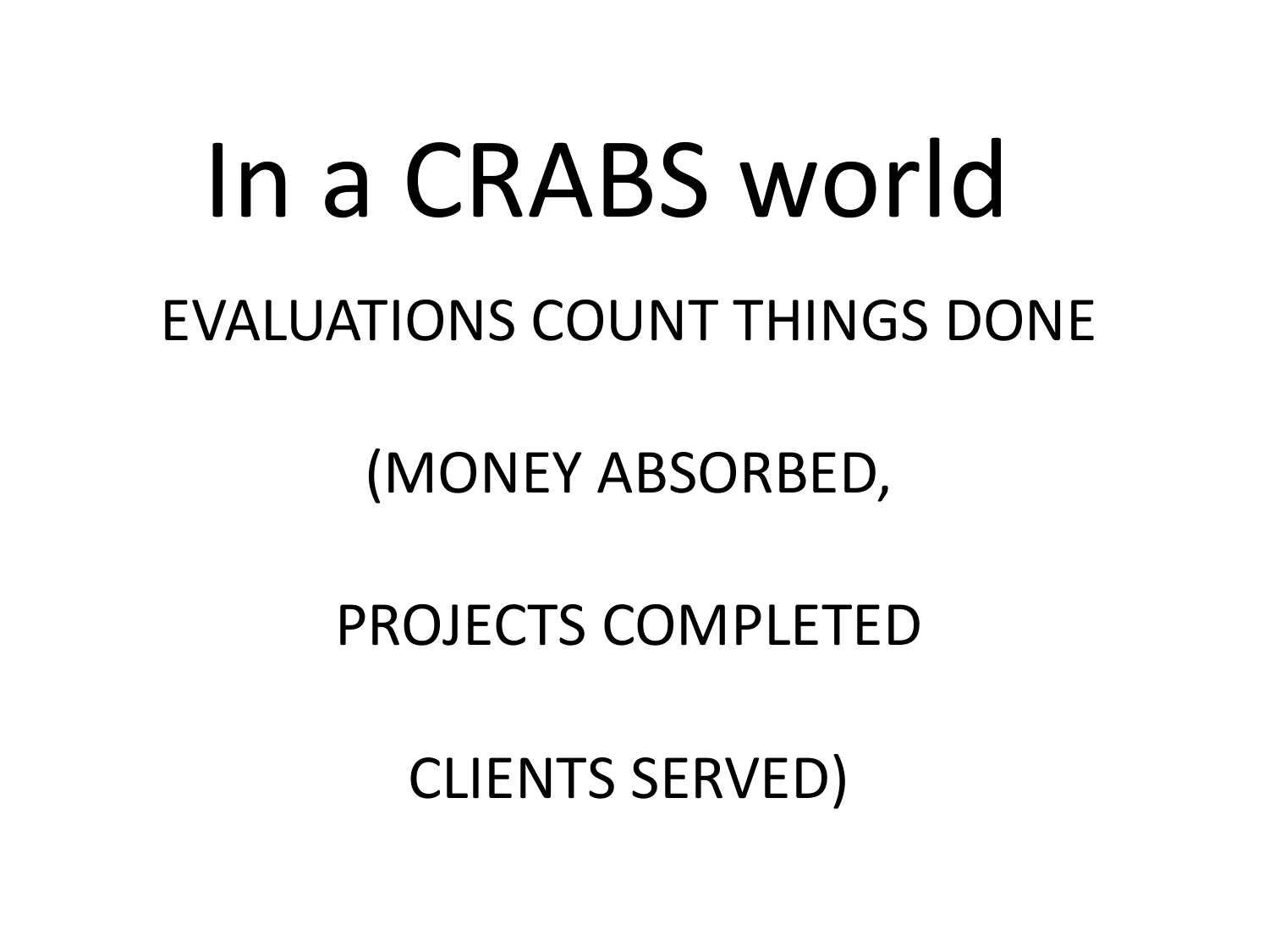# In a CRABS world

EVALUATIONS COUNT THINGS DONE

(MONEY ABSORBED,

PROJECTS COMPLETED

CLIENTS SERVED)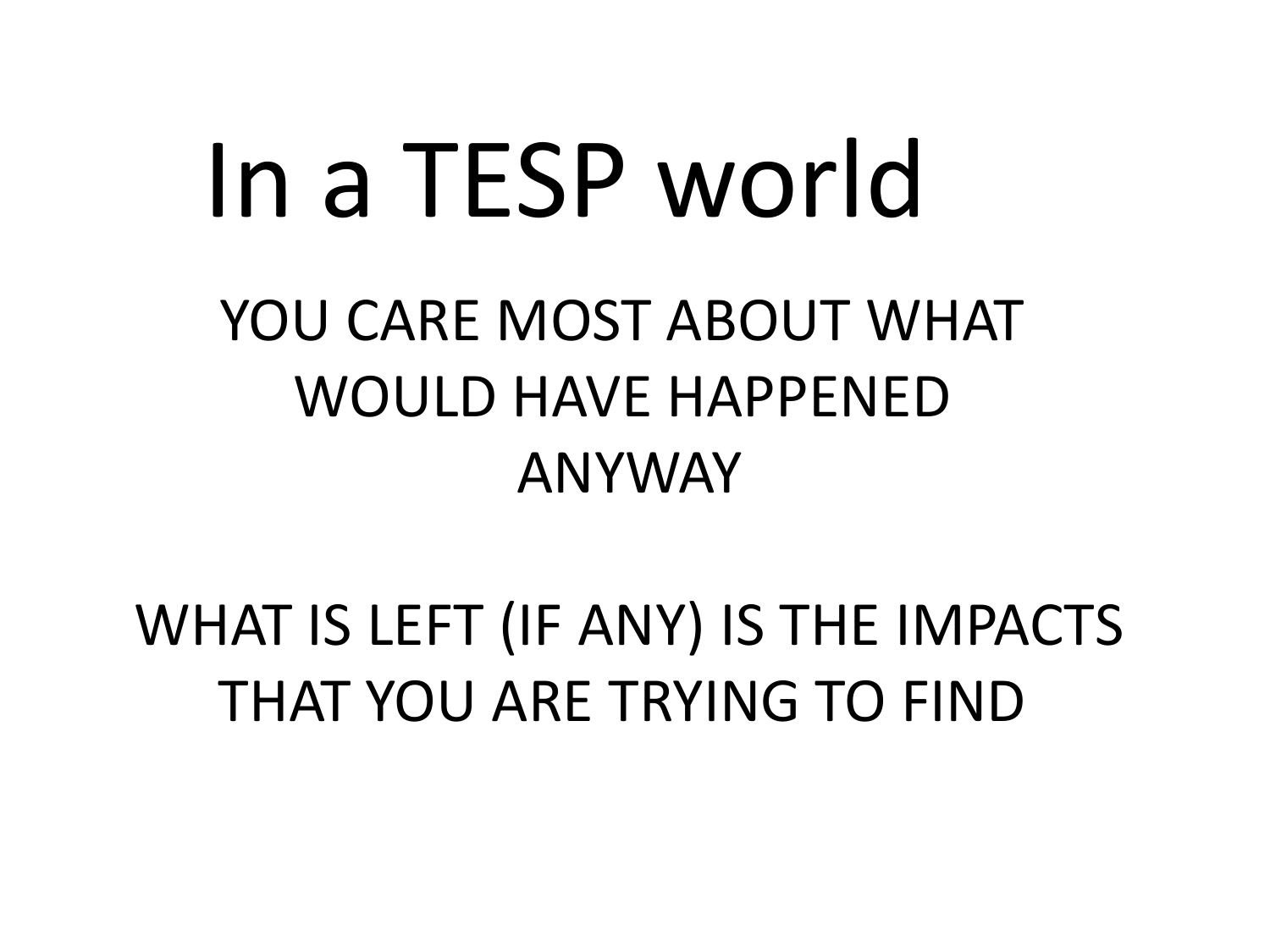# In a TESP world

YOU CARE MOST ABOUT WHAT WOULD HAVE HAPPENED ANYWAY

WHAT IS LEFT (IF ANY) IS THE IMPACTS THAT YOU ARE TRYING TO FIND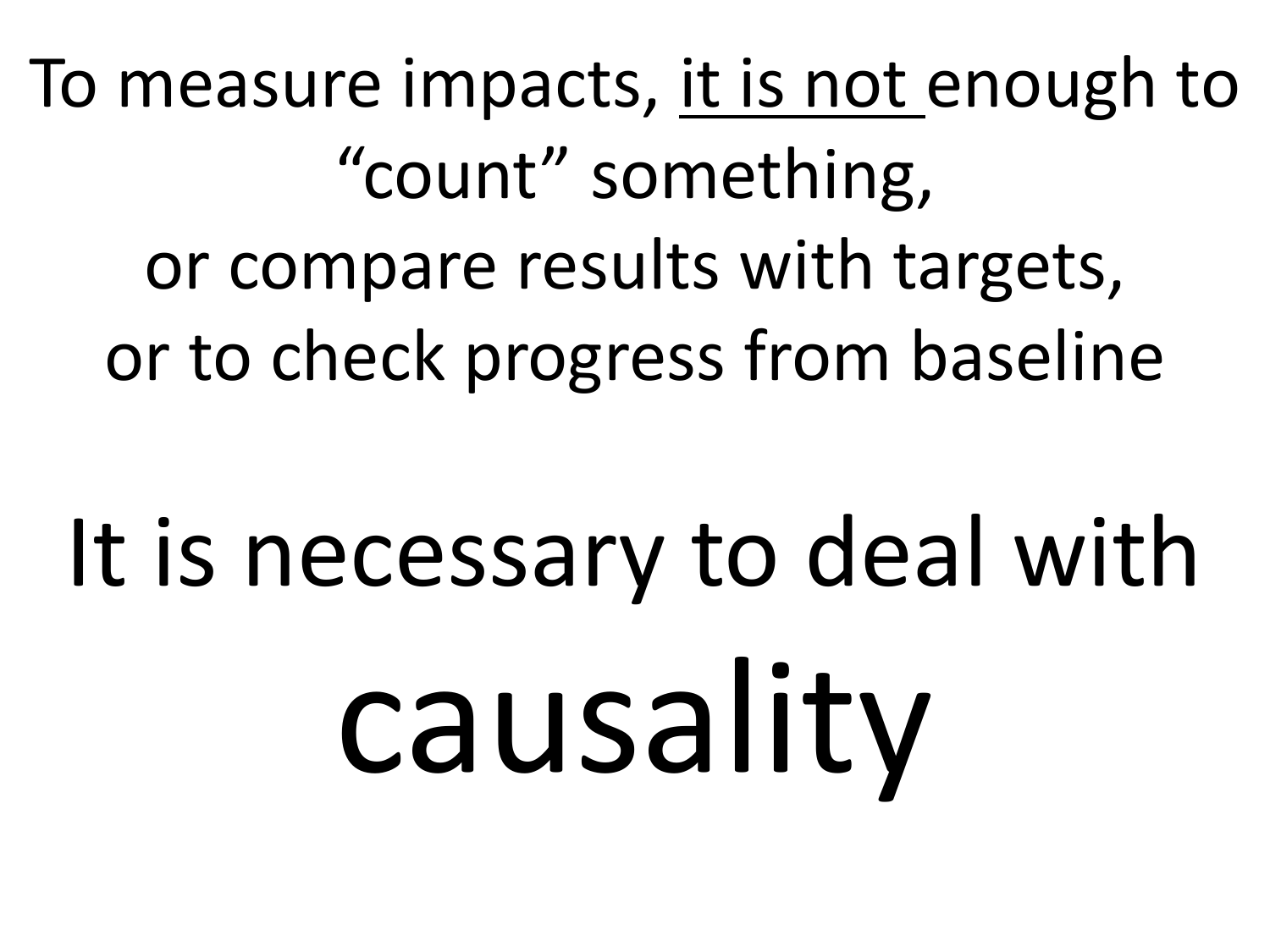To measure impacts, <u>it is not</u> enough to “count” something,
or compare results with targets,
or to check progress from baseline

# It is necessary to deal with

# causality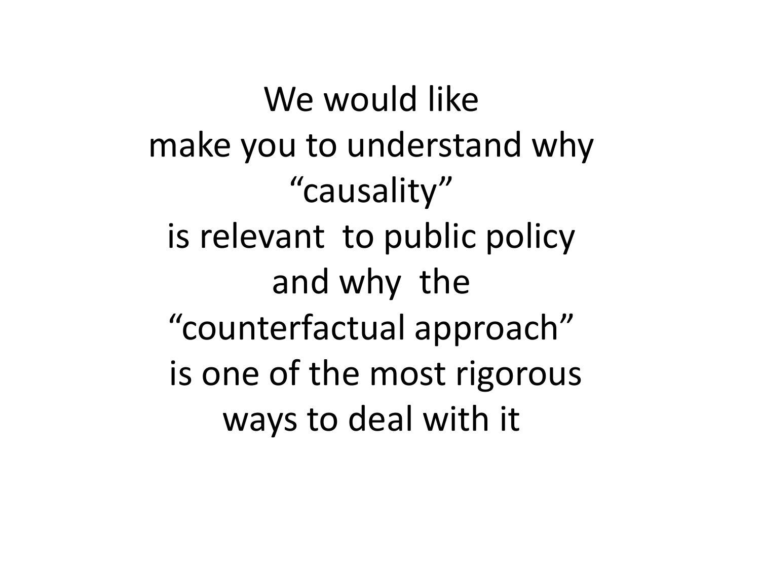We would like
make you to understand why
“causality”
is relevant  to public policy
and why  the
“counterfactual approach”
 is one of the most rigorous
ways to deal with it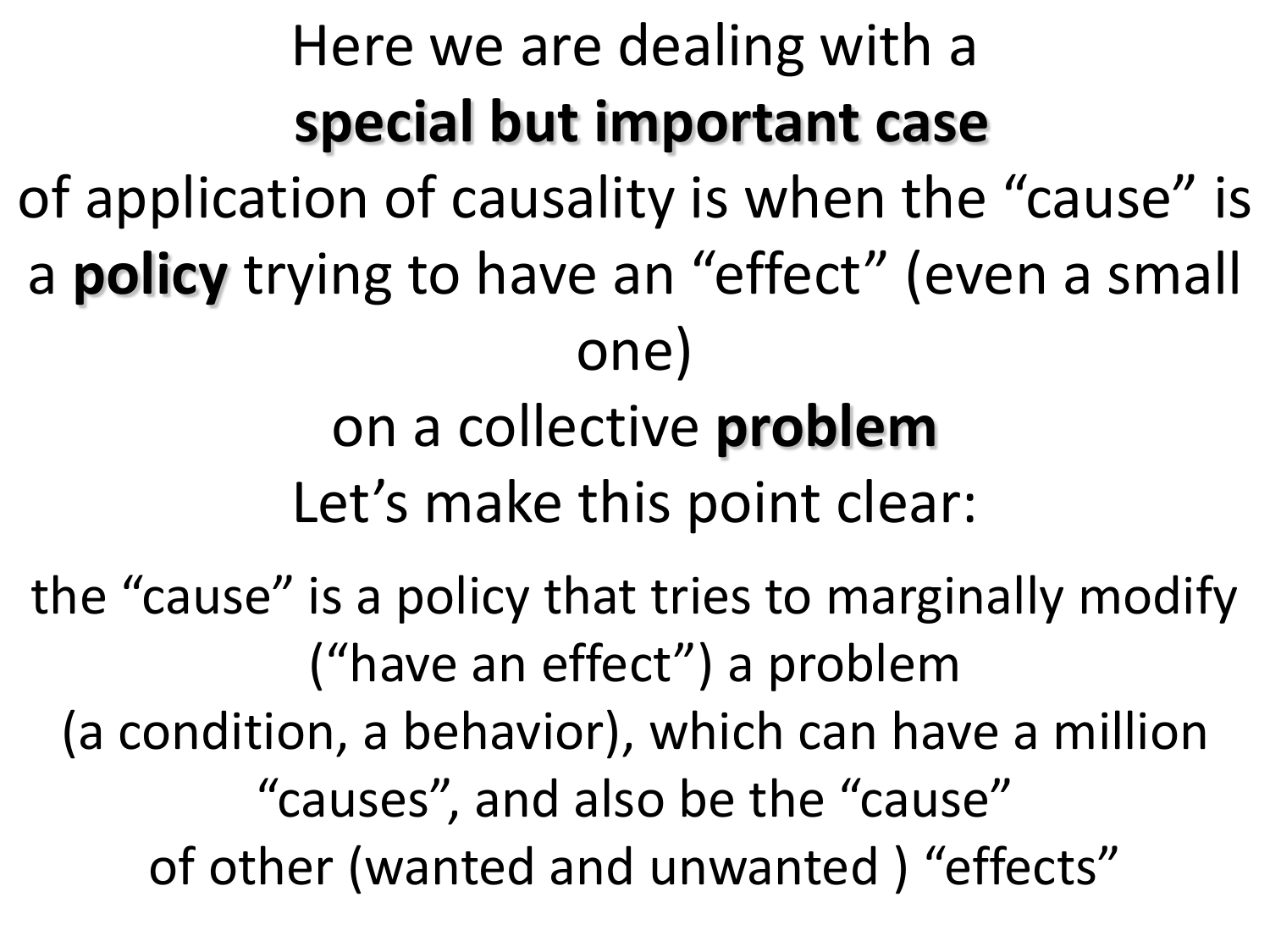Here we are dealing with a

**special but important case**

of application of causality is when the “cause” is a **policy** trying to have an “effect” (even a small one)

on a collective **problem**

Let’s make this point clear:

the “cause” is a policy that tries to marginally modify (“have an effect”) a problem (a condition, a behavior), which can have a million “causes”, and also be the “cause” of other (wanted and unwanted ) “effects”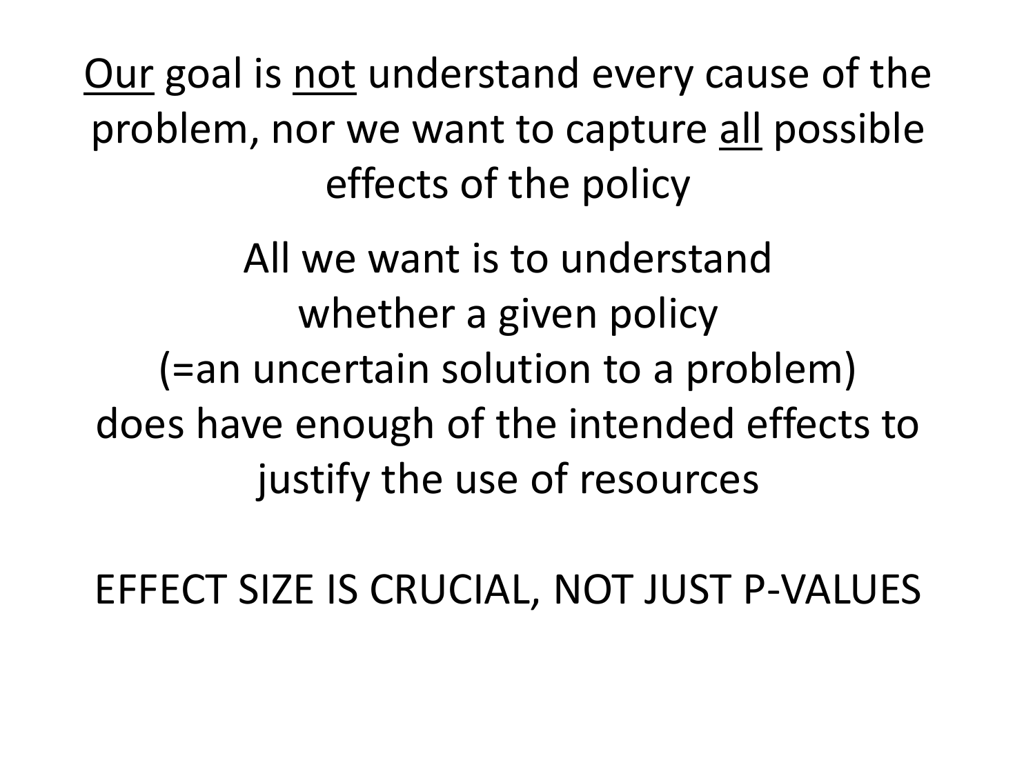<u>Our</u> goal is <u>not</u> understand every cause of the problem, nor we want to capture <u>all</u> possible effects of the policy

All we want is to understand whether a given policy (=an uncertain solution to a problem) does have enough of the intended effects to justify the use of resources

EFFECT SIZE IS CRUCIAL, NOT JUST P-VALUES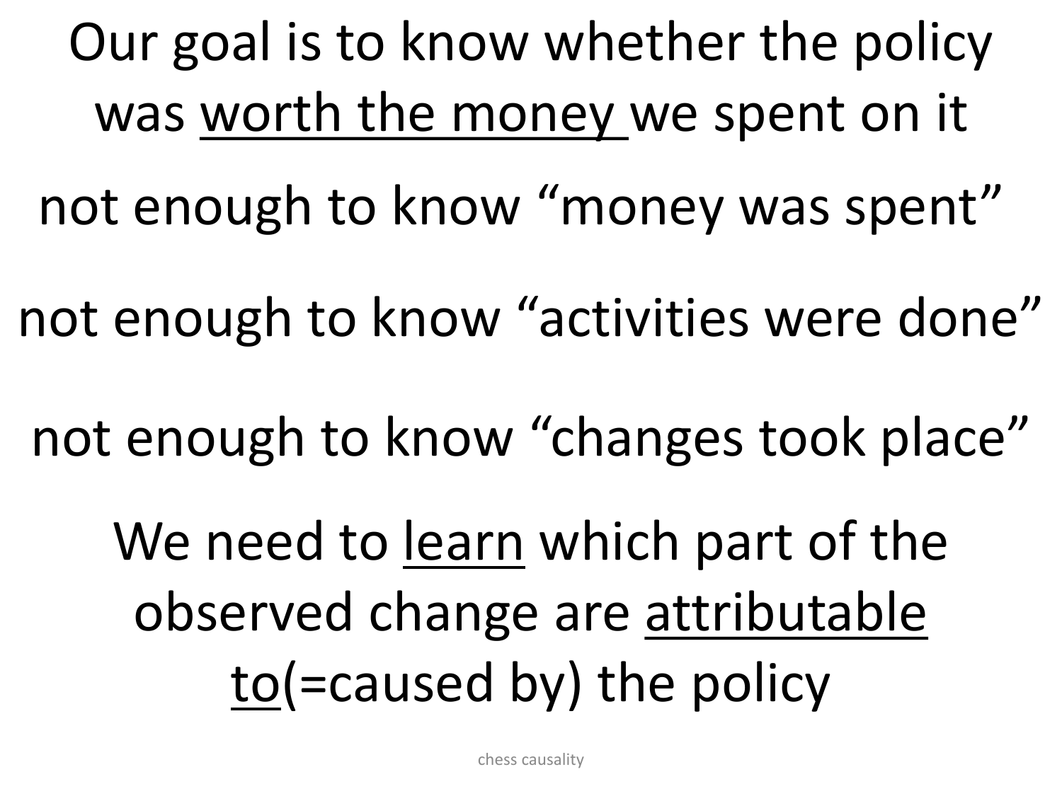Our goal is to know whether the policy was <u>worth the money</u> we spent on it

not enough to know “money was spent”

not enough to know “activities were done”

not enough to know “changes took place”

We need to <u>learn</u> which part of the observed change are <u>attributable to</u>(=caused by) the policy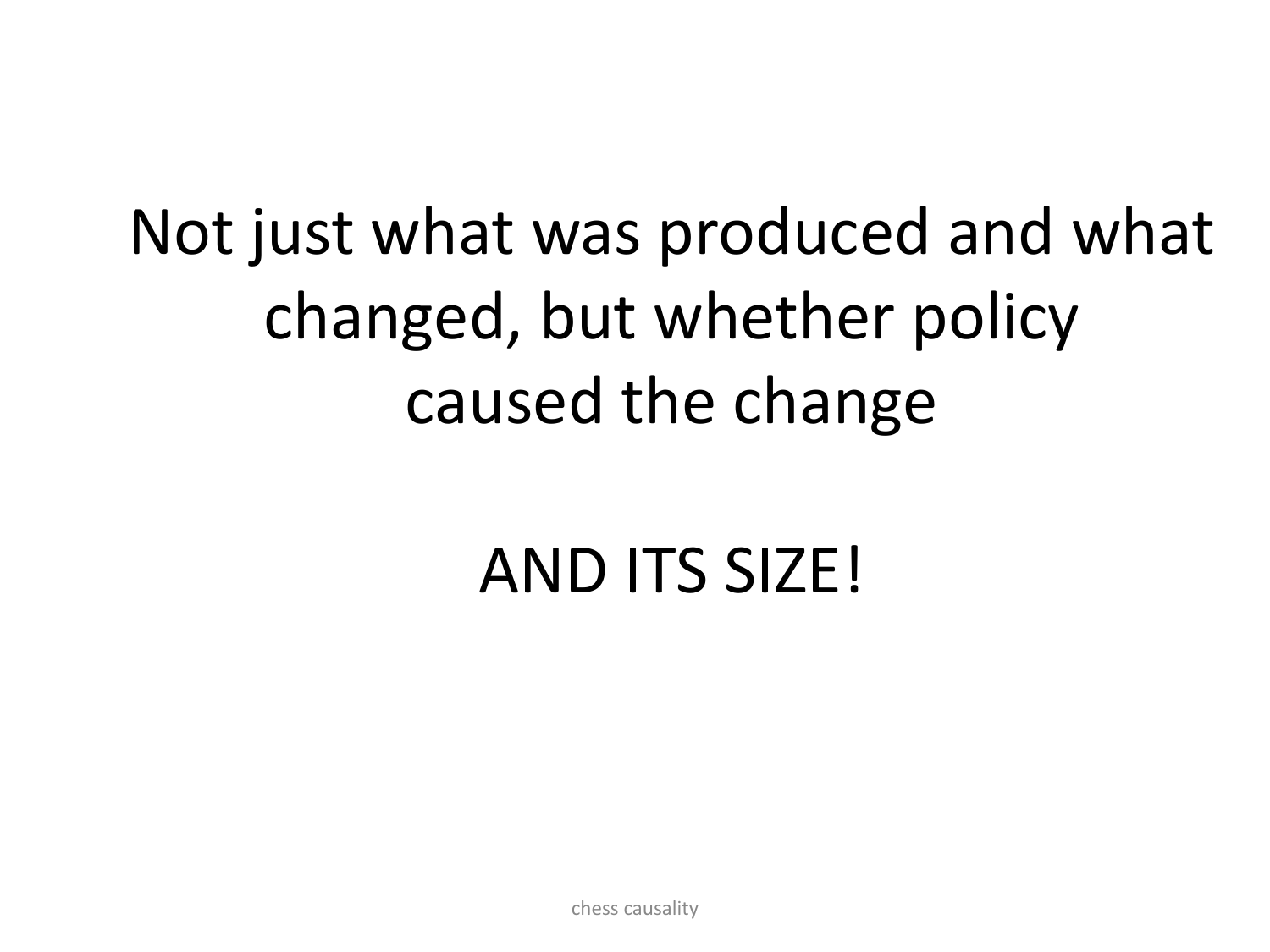Not just what was produced and what changed, but whether policy caused the change

AND ITS SIZE!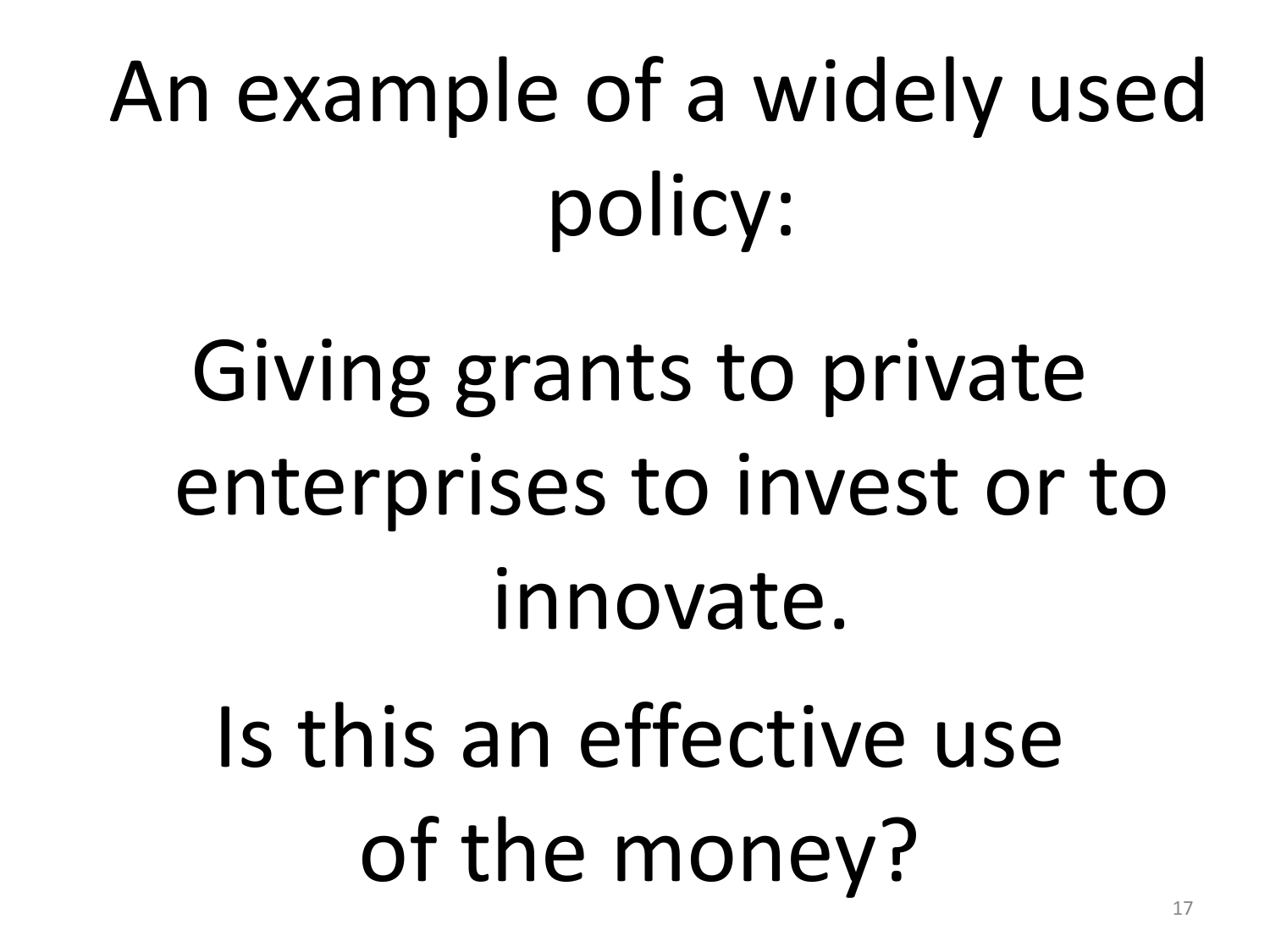# An example of a widely used policy:

Giving grants to private enterprises to invest or to innovate.

Is this an effective use of the money?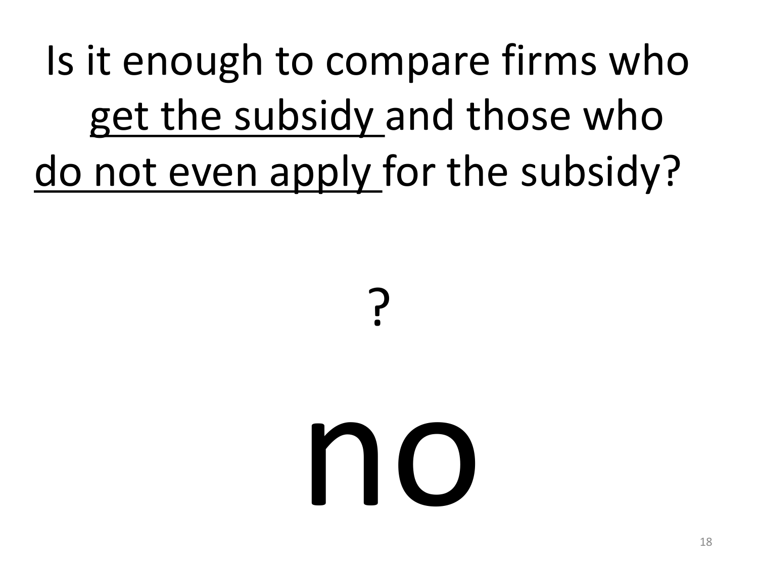# Is it enough to compare firms who <u>get the subsidy</u> and those who <u>do not even apply</u> for the subsidy?

?

# no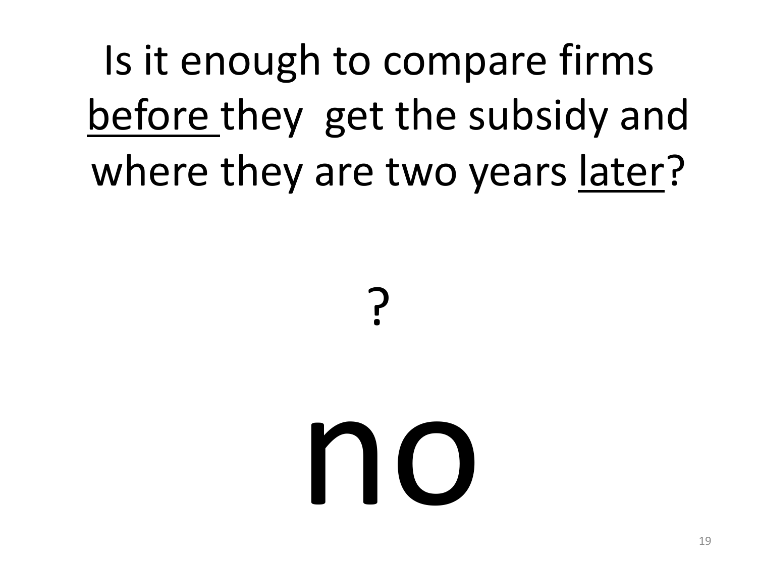# Is it enough to compare firms <u>before</u> they get the subsidy and where they are two years <u>later</u>?

?

# no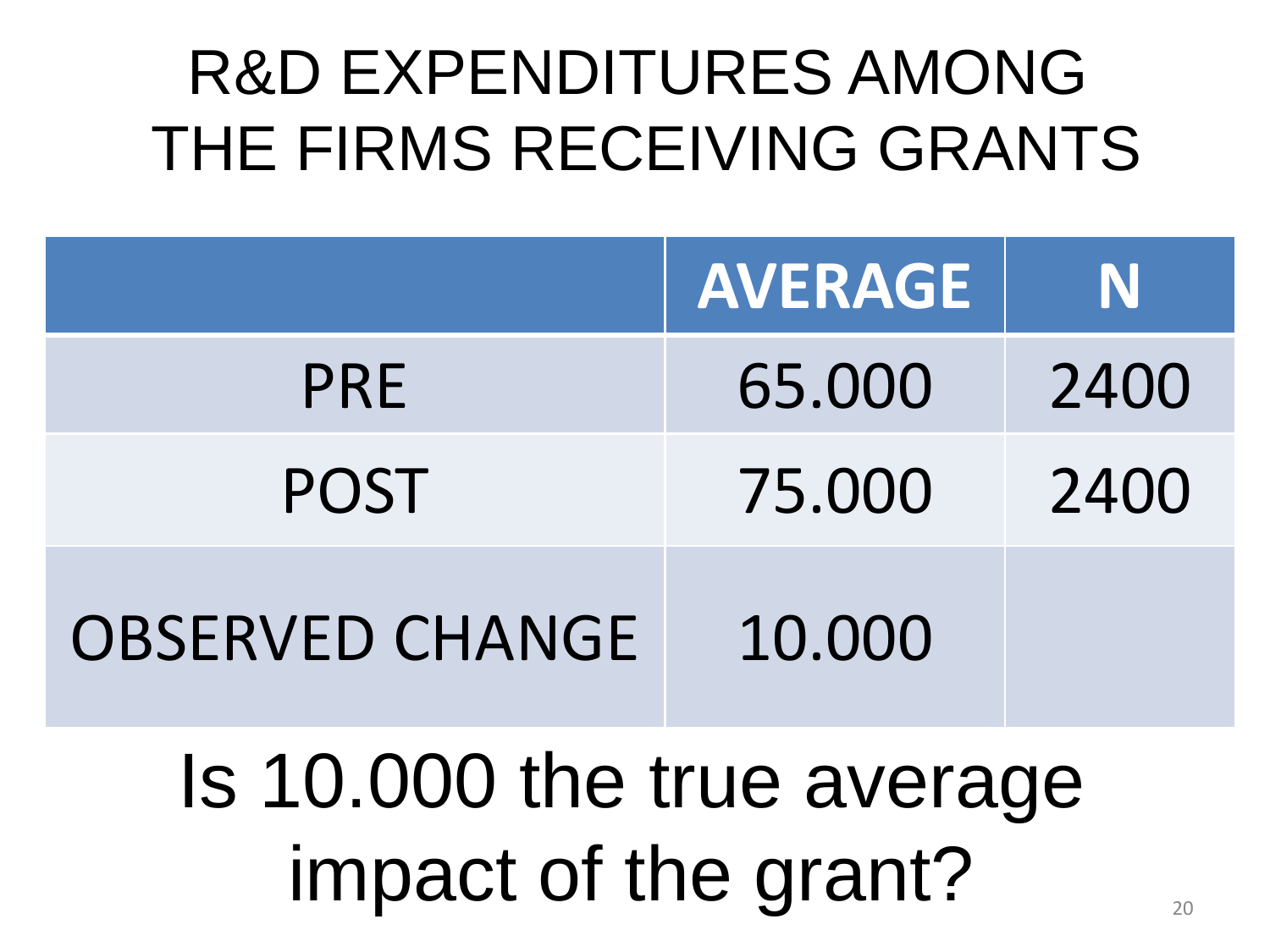# R&D EXPENDITURES AMONG THE FIRMS RECEIVING GRANTS

| | AVERAGE | N |
|---|---|---|
| PRE | 65.000 | 2400 |
| POST | 75.000 | 2400 |
| OBSERVED CHANGE | 10.000 | |

Is 10.000 the true average impact of the grant?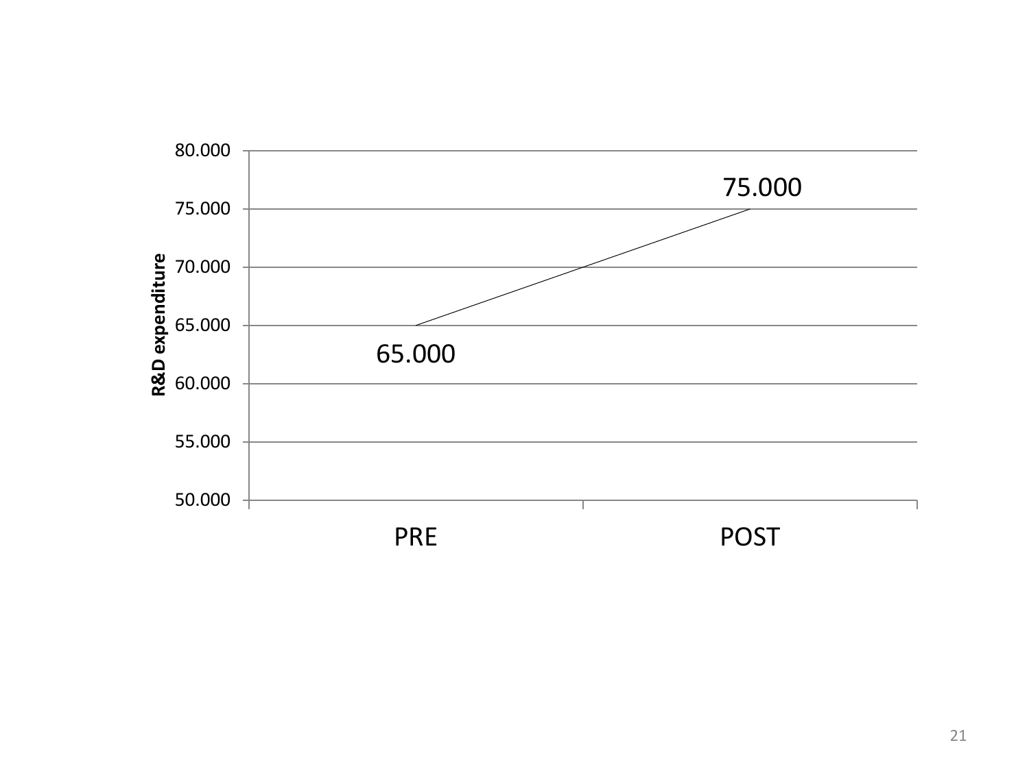| | R&D expenditure |
|---|---|
| PRE | 65.000 |
| POST | 75.000 |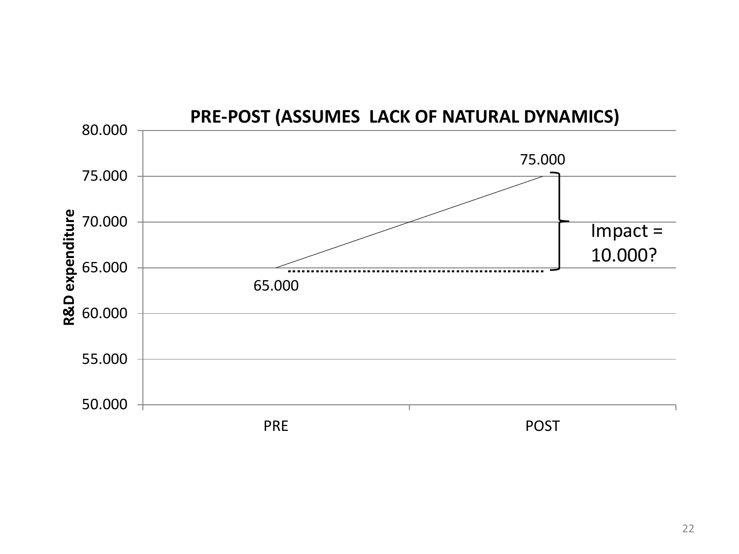## PRE-POST (ASSUMES LACK OF NATURAL DYNAMICS)

R&D expenditure

80.000
75.000
70.000
65.000
60.000
55.000
50.000

PRE: 65.000

POST: 75.000

Impact = 10.000?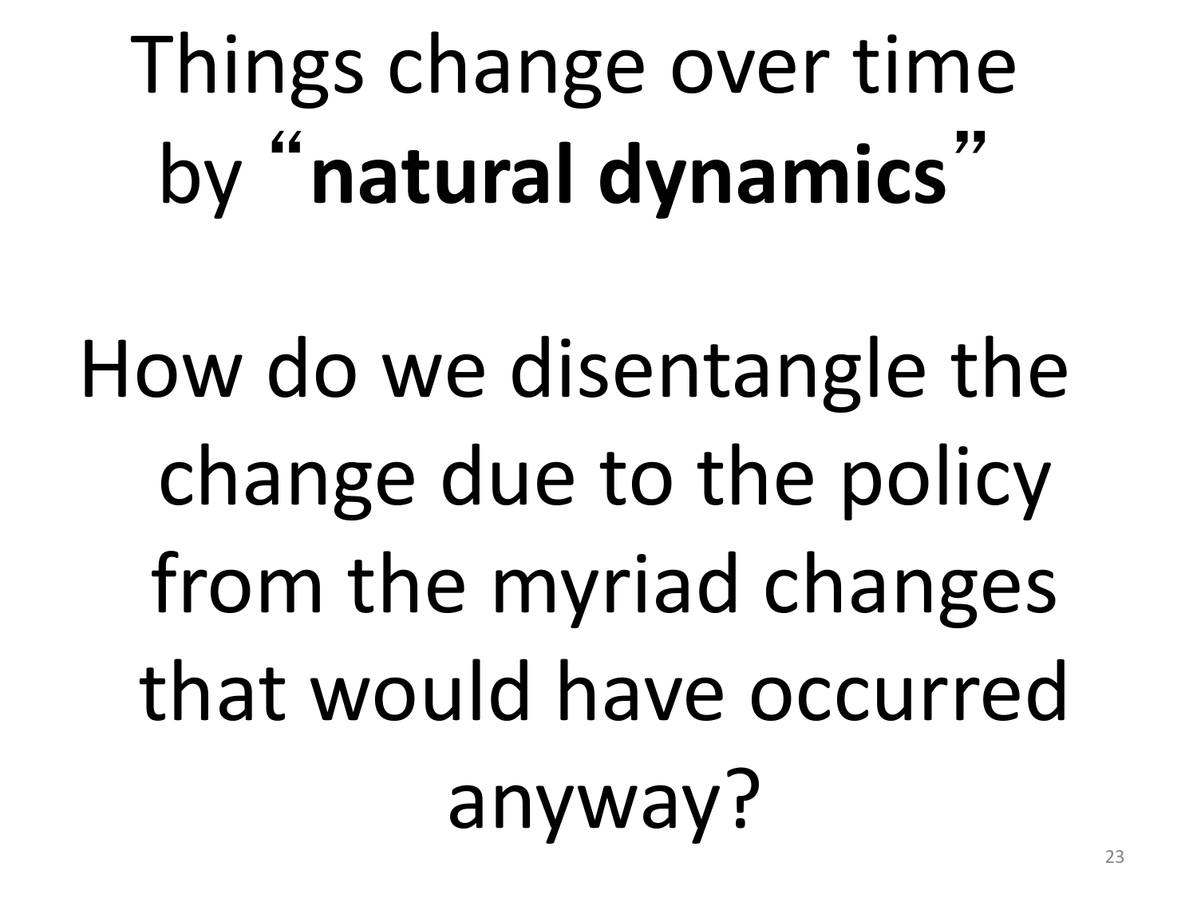# Things change over time by "**natural dynamics**"

How do we disentangle the change due to the policy from the myriad changes that would have occurred anyway?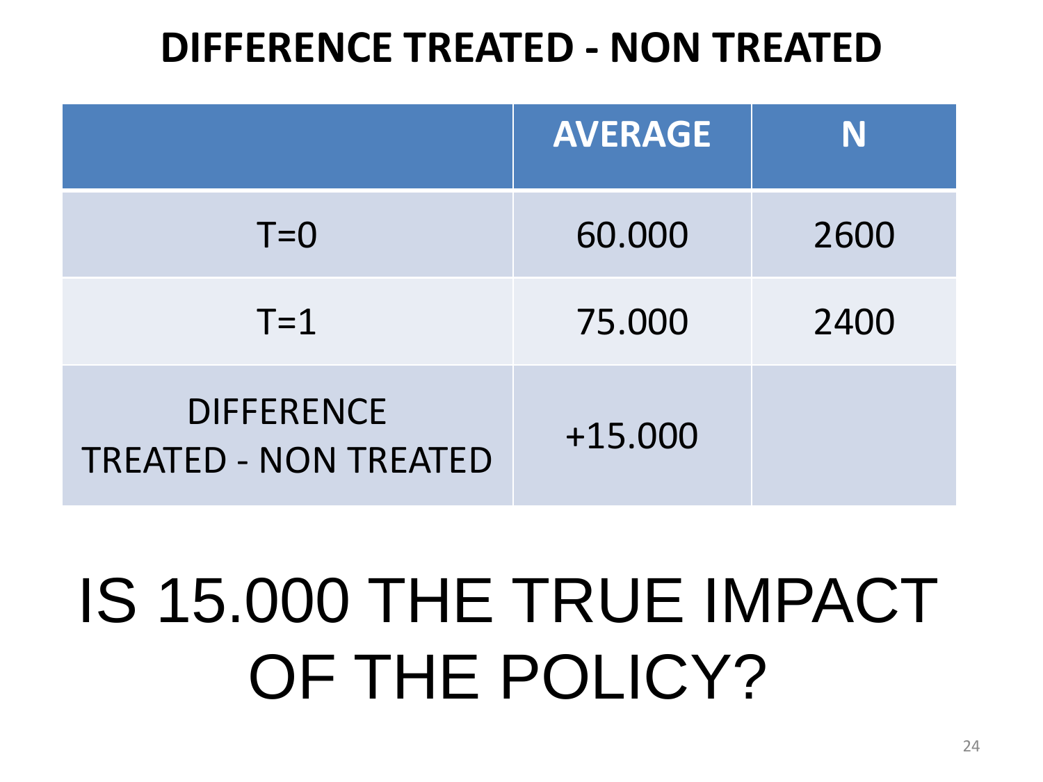# DIFFERENCE TREATED - NON TREATED

| | AVERAGE | N |
|---|---|---|
| T=0 | 60.000 | 2600 |
| T=1 | 75.000 | 2400 |
| DIFFERENCE TREATED - NON TREATED | +15.000 | |

IS 15.000 THE TRUE IMPACT OF THE POLICY?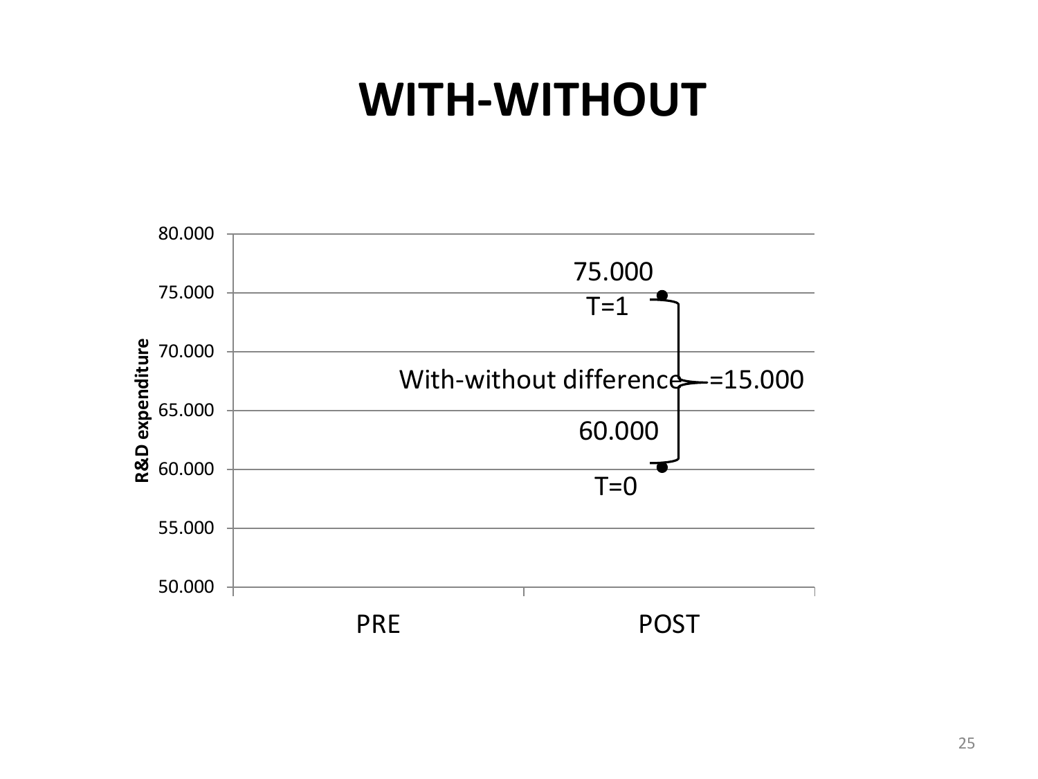# WITH-WITHOUT

R&D expenditure

80.000

75.000

70.000

65.000

60.000

55.000

50.000

PRE

POST

75.000

T=1

With-without difference =15.000

60.000

T=0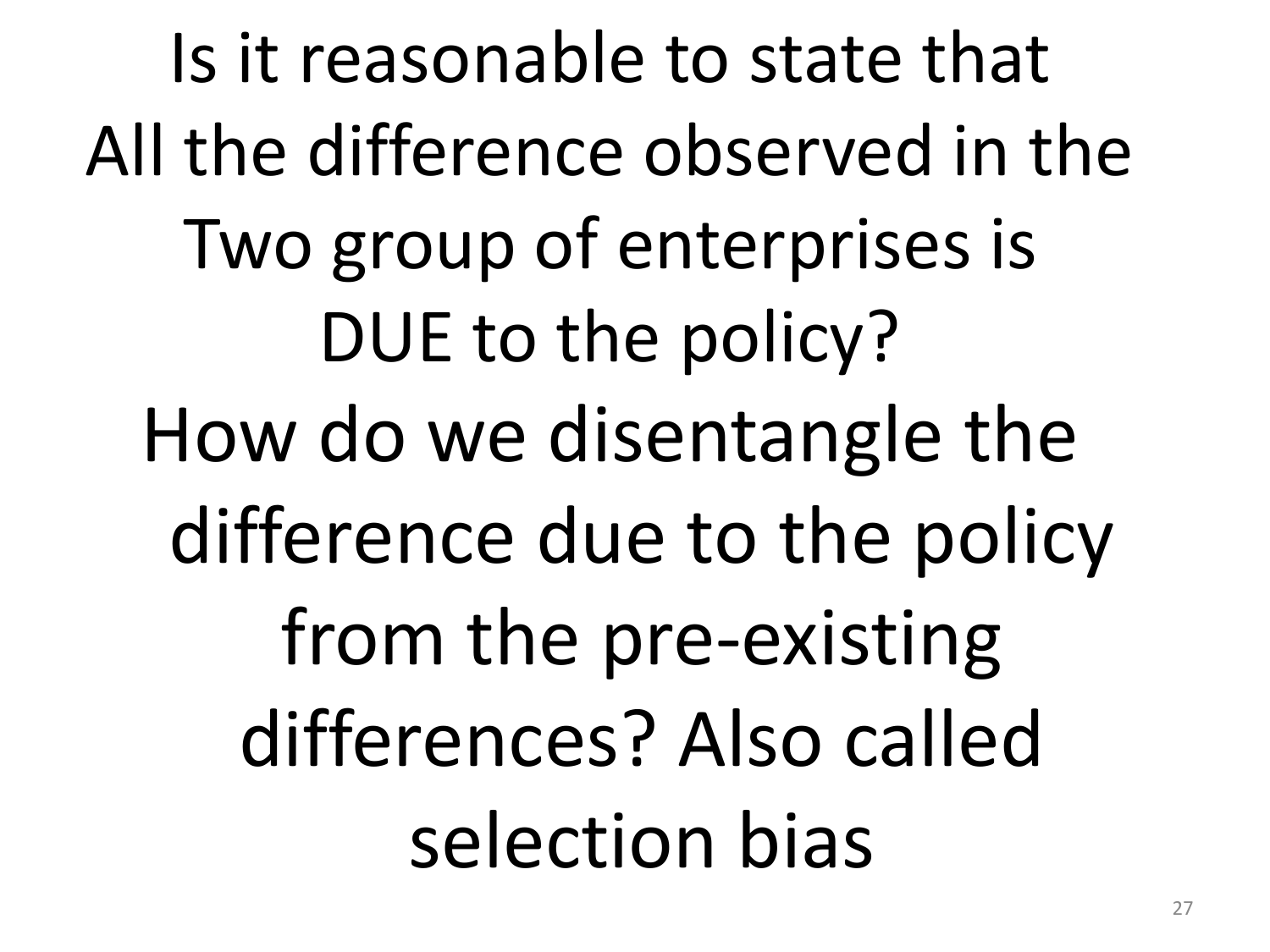Is it reasonable to state that All the difference observed in the Two group of enterprises is DUE to the policy?

How do we disentangle the difference due to the policy from the pre-existing differences? Also called selection bias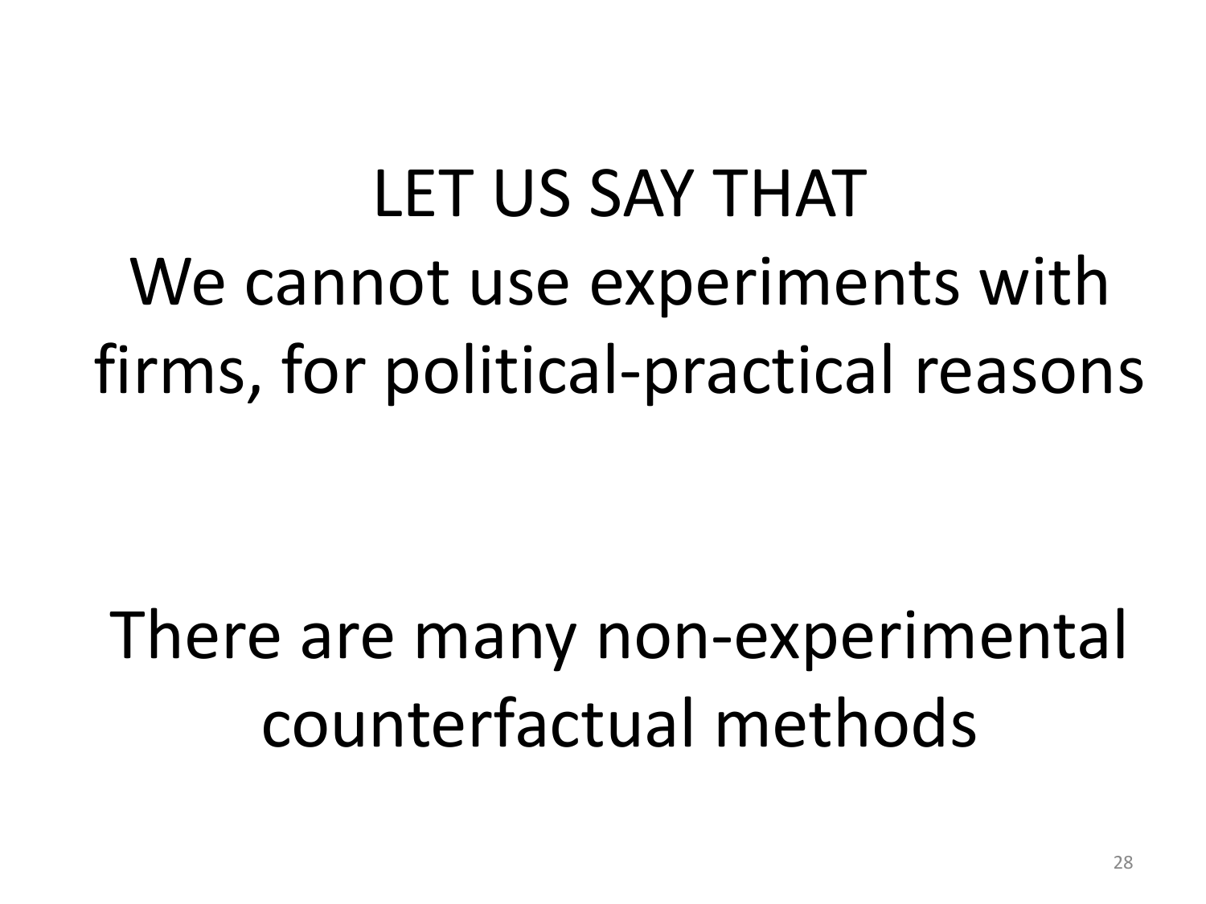LET US SAY THAT
We cannot use experiments with firms, for political-practical reasons

There are many non-experimental counterfactual methods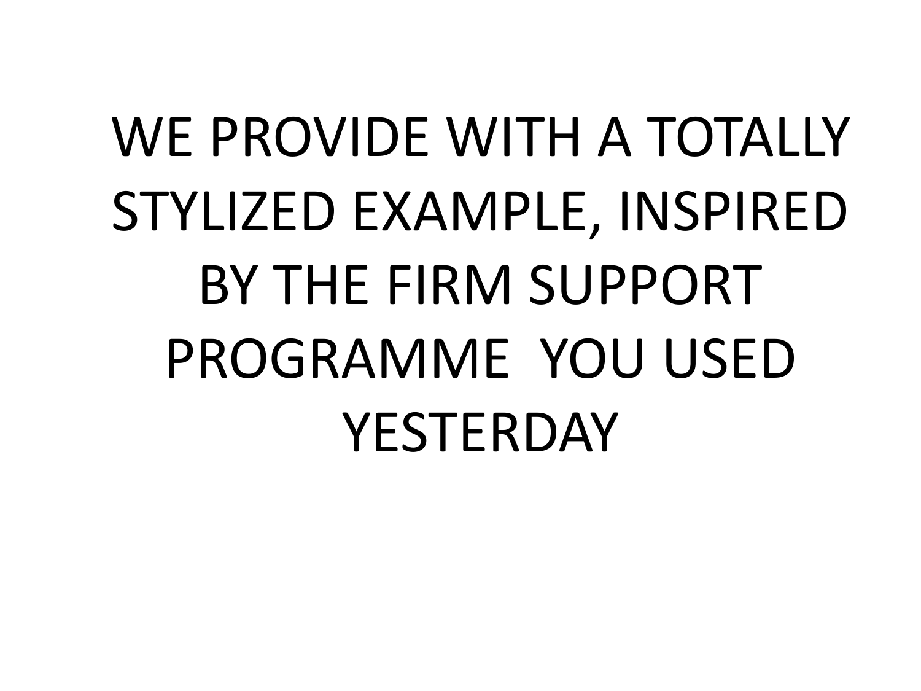WE PROVIDE WITH A TOTALLY STYLIZED EXAMPLE, INSPIRED BY THE FIRM SUPPORT PROGRAMME YOU USED YESTERDAY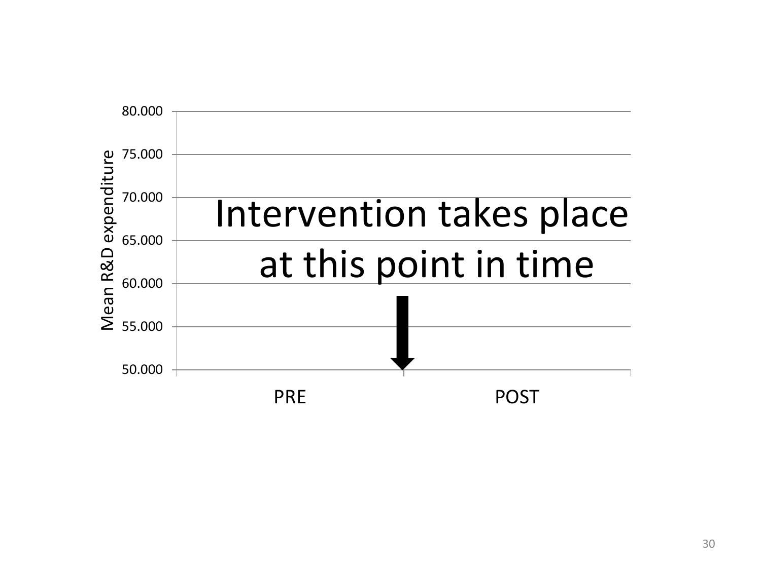Mean R&D expenditure

80.000

75.000

70.000

65.000

60.000

55.000

50.000

Intervention takes place at this point in time

PRE

POST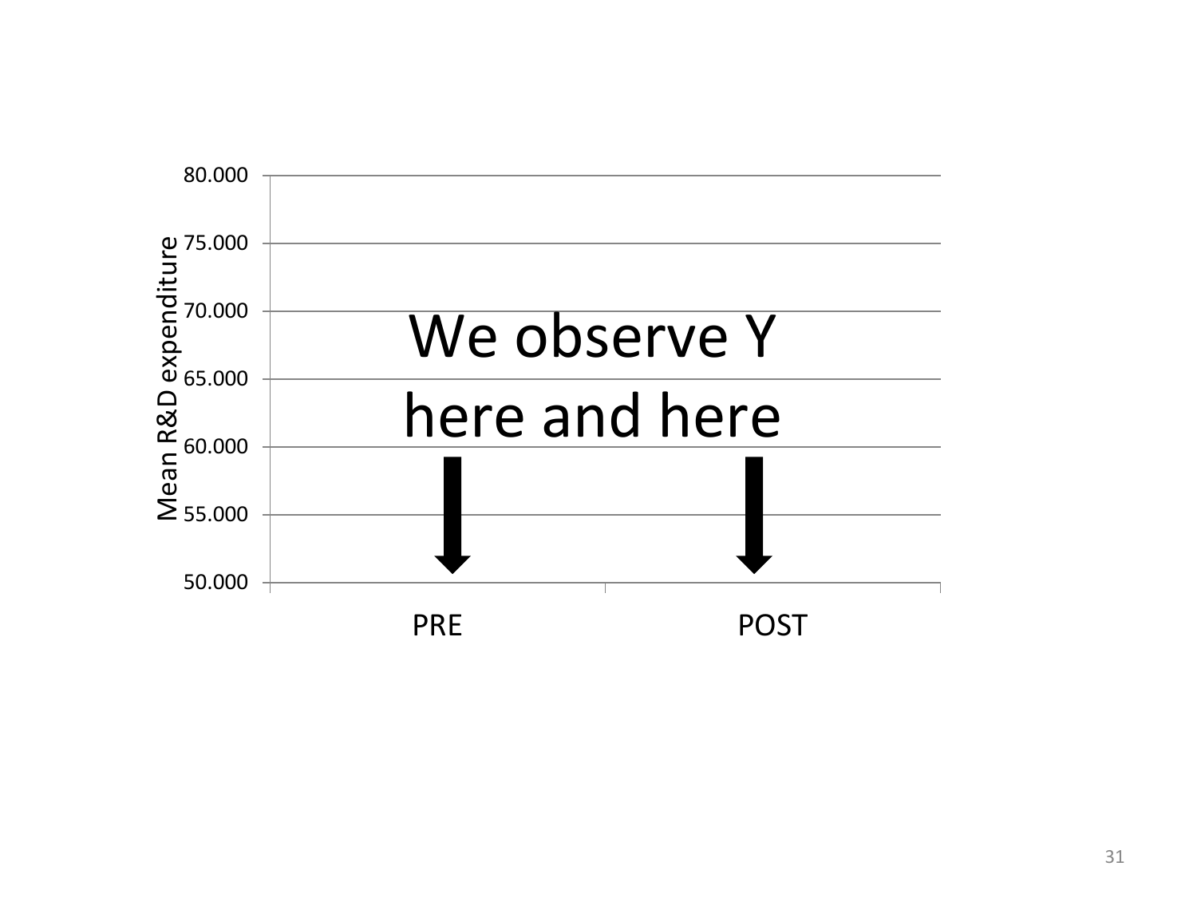We observe Y here and here

Mean R&D expenditure

80.000

75.000

70.000

65.000

60.000

55.000

50.000

PRE

POST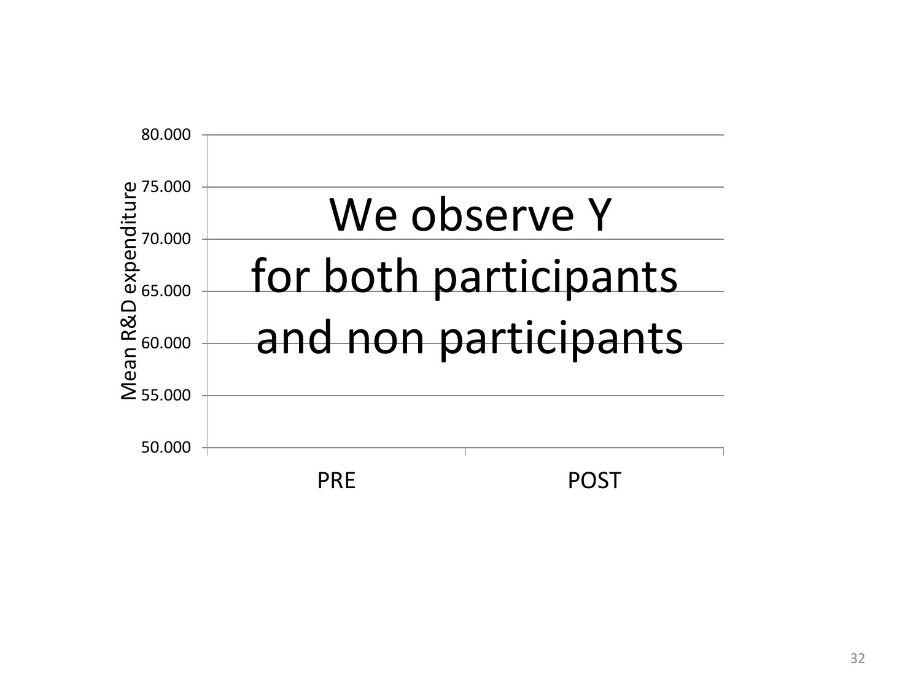We observe Y for both participants and non participants

Mean R&D expenditure

80.000

75.000

70.000

65.000

60.000

55.000

50.000

PRE

POST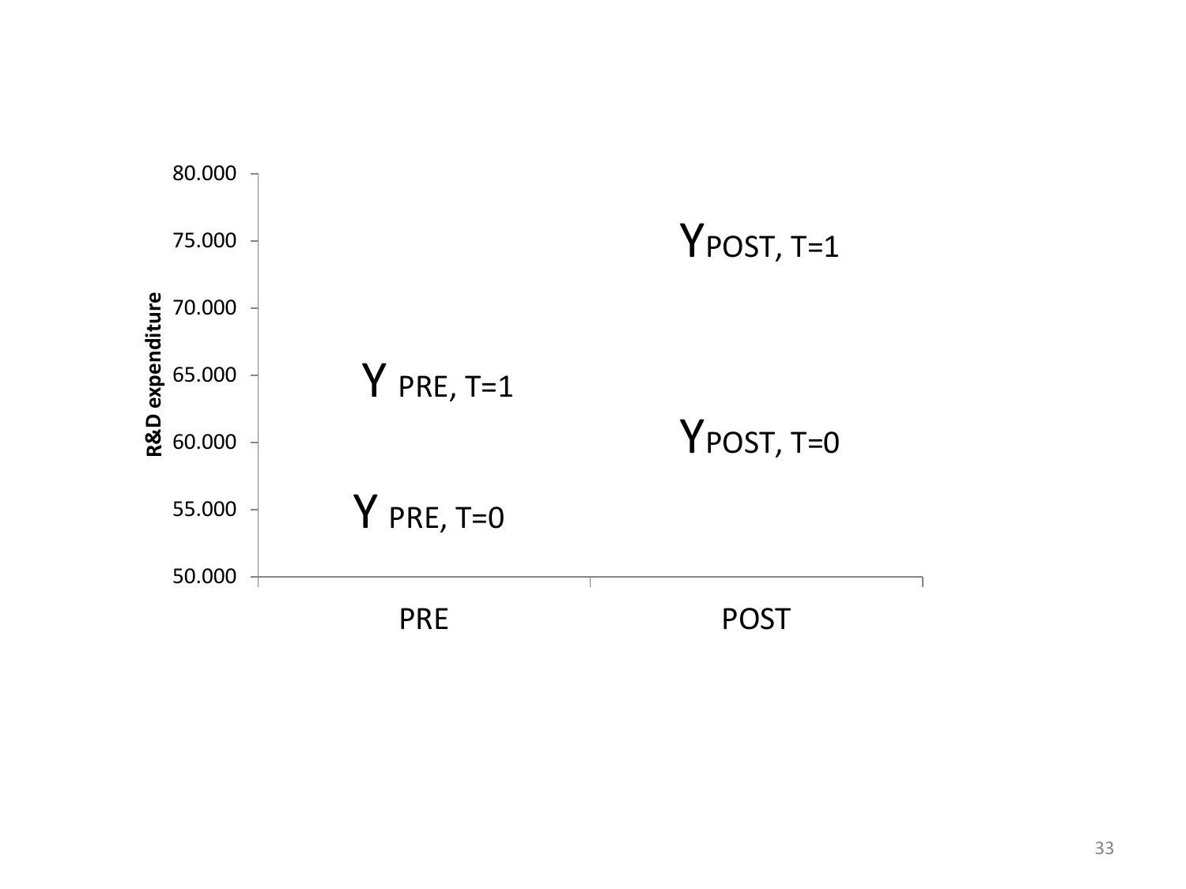R&D expenditure

80.000
75.000
70.000
65.000
60.000
55.000
50.000

$Y_{POST, T=1}$

$Y_{PRE, T=1}$

$Y_{POST, T=0}$

$Y_{PRE, T=0}$

PRE

POST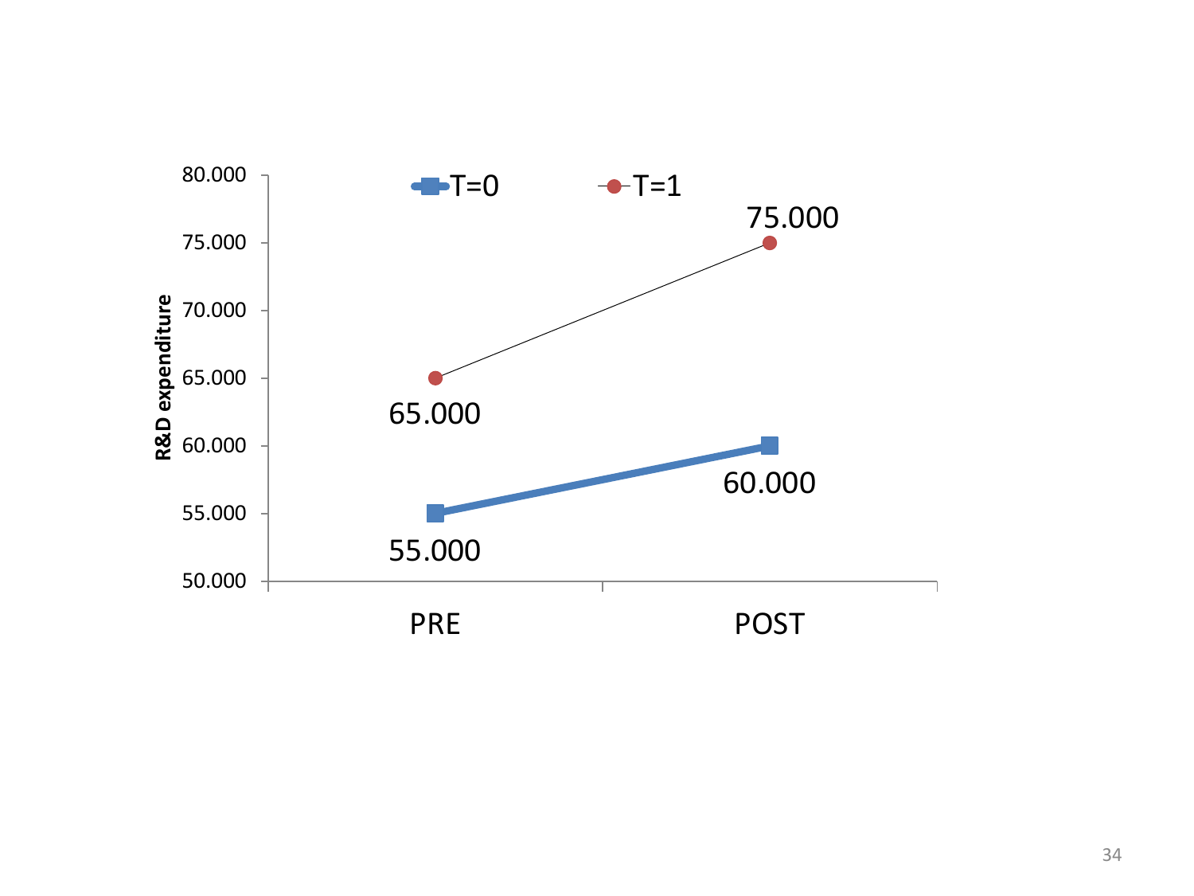| R&D expenditure | PRE | POST |
|---|---|---|
| T=0 | 55.000 | 60.000 |
| T=1 | 65.000 | 75.000 |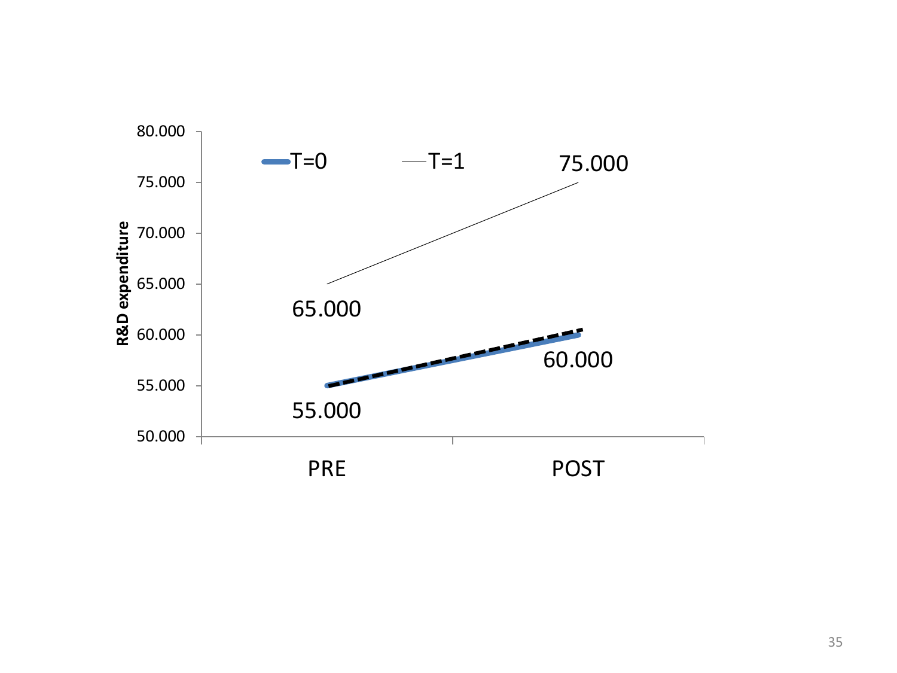R&D expenditure

| | PRE | POST |
|---|---|---|
| T=0 | 55.000 | 60.000 |
| T=1 | 65.000 | 75.000 |

80.000, 75.000, 70.000, 65.000, 60.000, 55.000, 50.000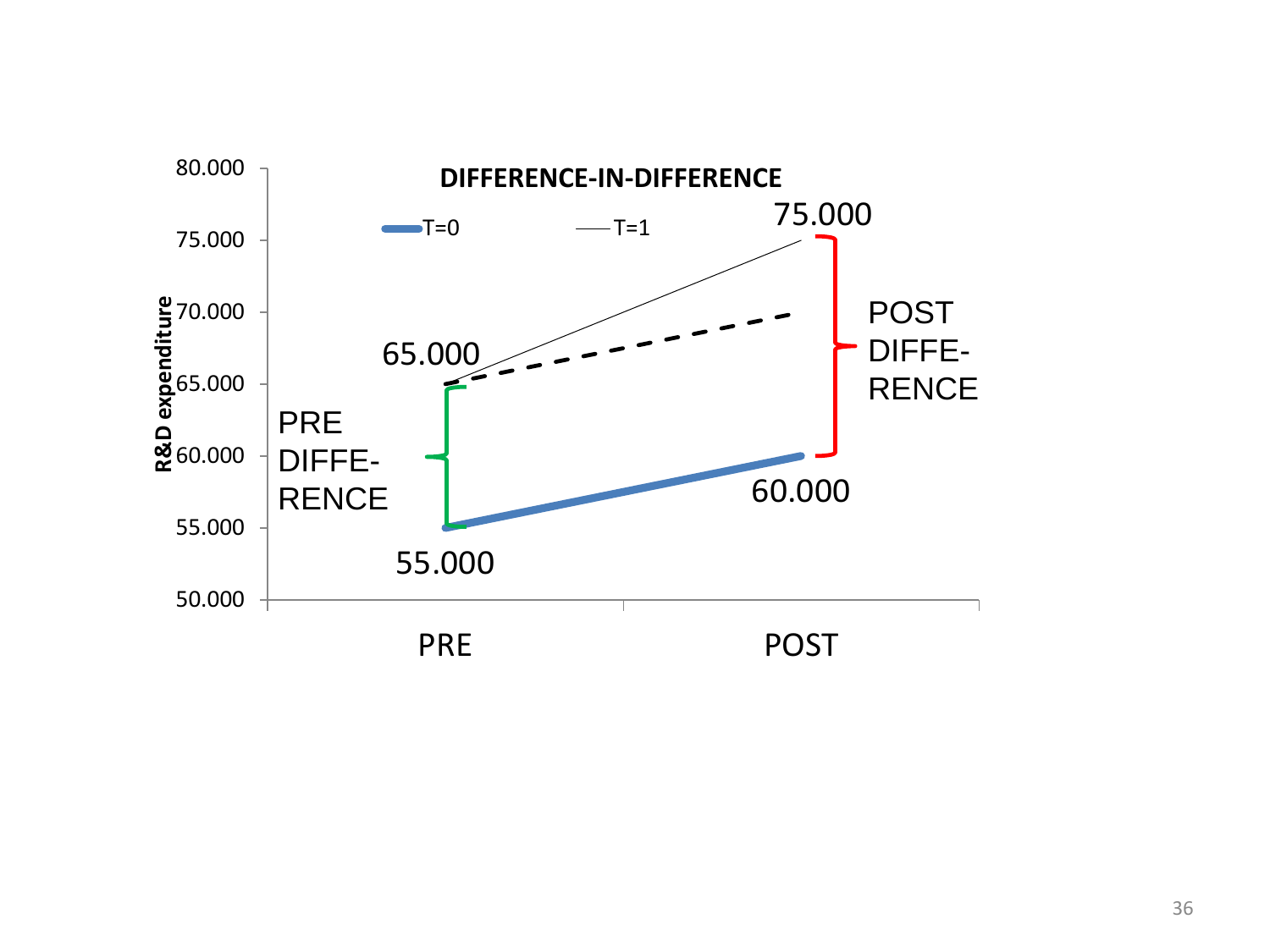**DIFFERENCE-IN-DIFFERENCE**

T=0 — T=1

R&D expenditure

80.000
75.000
70.000
65.000
60.000
55.000
50.000

PRE — POST

65.000

75.000

55.000

60.000

PRE DIFFE-RENCE

POST DIFFE-RENCE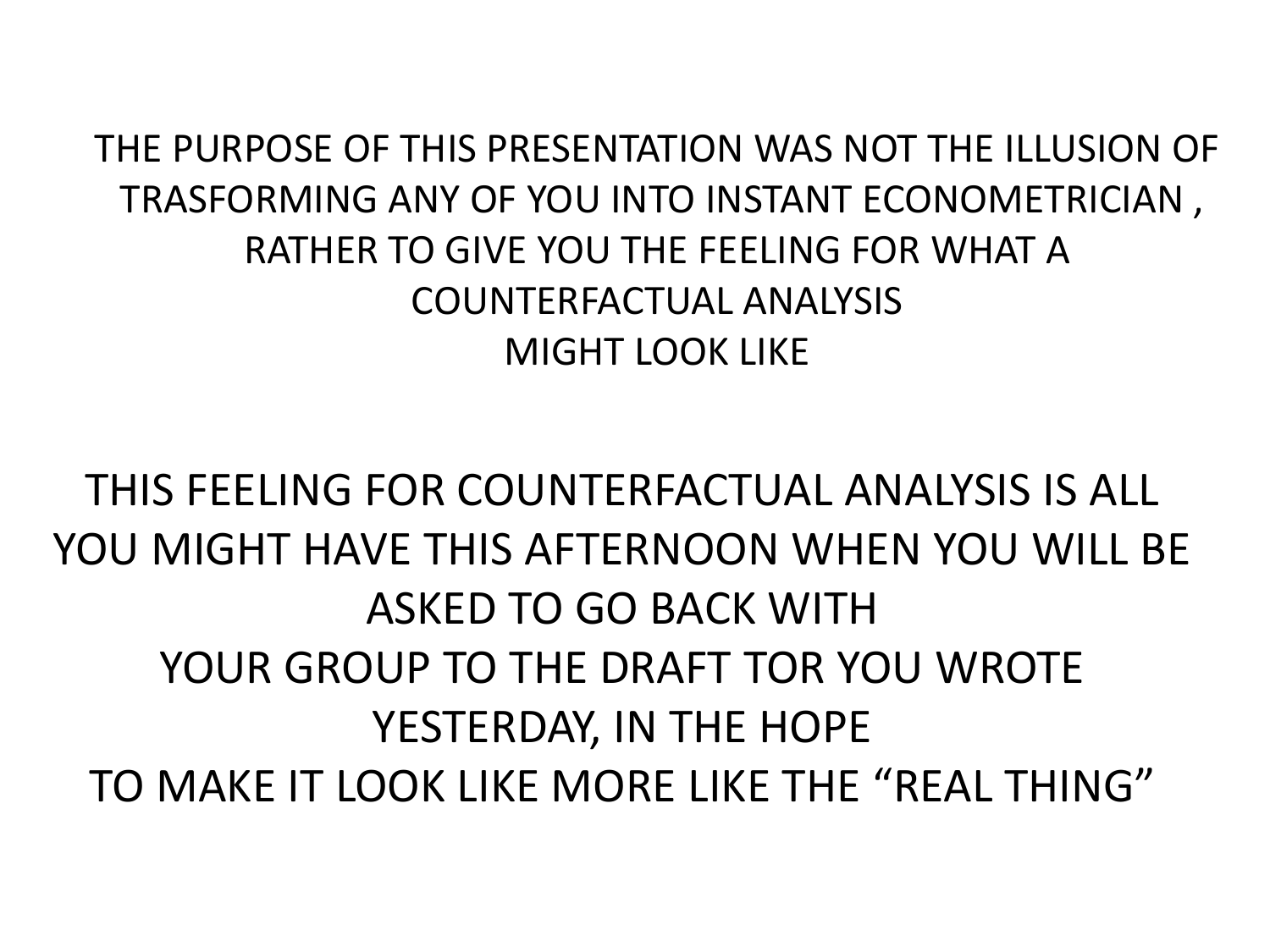THE PURPOSE OF THIS PRESENTATION WAS NOT THE ILLUSION OF TRASFORMING ANY OF YOU INTO INSTANT ECONOMETRICIAN , RATHER TO GIVE YOU THE FEELING FOR WHAT A COUNTERFACTUAL ANALYSIS MIGHT LOOK LIKE

THIS FEELING FOR COUNTERFACTUAL ANALYSIS IS ALL YOU MIGHT HAVE THIS AFTERNOON WHEN YOU WILL BE ASKED TO GO BACK WITH YOUR GROUP TO THE DRAFT TOR YOU WROTE YESTERDAY, IN THE HOPE TO MAKE IT LOOK LIKE MORE LIKE THE “REAL THING”